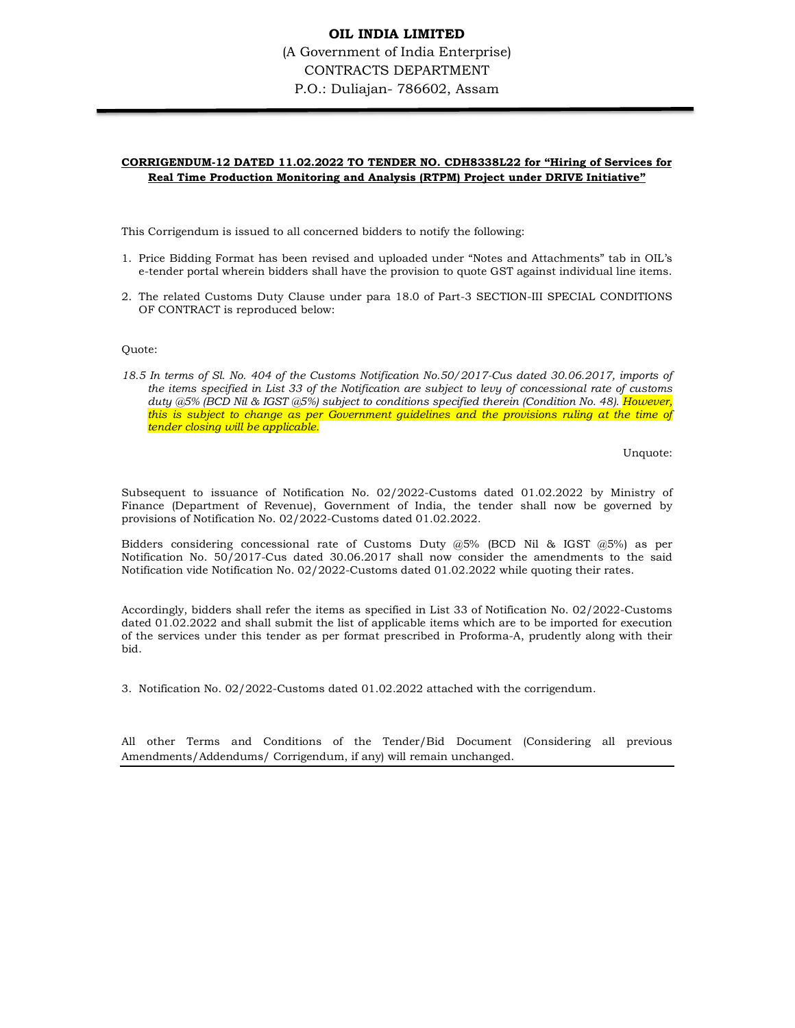**OIL INDIA LIMITED**

(A Government of India Enterprise)

CONTRACTS DEPARTMENT

P.O.: Duliajan- 786602, Assam

---

**CORRIGENDUM-12 DATED 11.02.2022 TO TENDER NO. CDH8338L22 for "Hiring of Services for Real Time Production Monitoring and Analysis (RTPM) Project under DRIVE Initiative"**

This Corrigendum is issued to all concerned bidders to notify the following:

1. Price Bidding Format has been revised and uploaded under "Notes and Attachments" tab in OIL's e-tender portal wherein bidders shall have the provision to quote GST against individual line items.

2. The related Customs Duty Clause under para 18.0 of Part-3 SECTION-III SPECIAL CONDITIONS OF CONTRACT is reproduced below:

Quote:

*18.5 In terms of Sl. No. 404 of the Customs Notification No.50/2017-Cus dated 30.06.2017, imports of the items specified in List 33 of the Notification are subject to levy of concessional rate of customs duty @5% (BCD Nil & IGST @5%) subject to conditions specified therein (Condition No. 48). However, this is subject to change as per Government guidelines and the provisions ruling at the time of tender closing will be applicable.*

Unquote:

Subsequent to issuance of Notification No. 02/2022-Customs dated 01.02.2022 by Ministry of Finance (Department of Revenue), Government of India, the tender shall now be governed by provisions of Notification No. 02/2022-Customs dated 01.02.2022.

Bidders considering concessional rate of Customs Duty @5% (BCD Nil & IGST @5%) as per Notification No. 50/2017-Cus dated 30.06.2017 shall now consider the amendments to the said Notification vide Notification No. 02/2022-Customs dated 01.02.2022 while quoting their rates.

Accordingly, bidders shall refer the items as specified in List 33 of Notification No. 02/2022-Customs dated 01.02.2022 and shall submit the list of applicable items which are to be imported for execution of the services under this tender as per format prescribed in Proforma-A, prudently along with their bid.

3. Notification No. 02/2022-Customs dated 01.02.2022 attached with the corrigendum.

All other Terms and Conditions of the Tender/Bid Document (Considering all previous Amendments/Addendums/ Corrigendum, if any) will remain unchanged.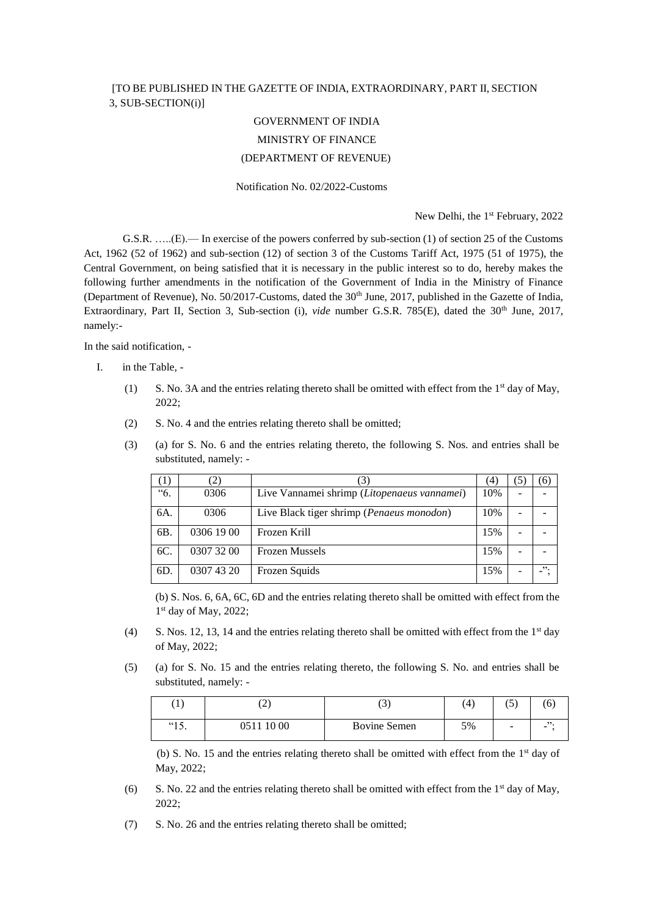[TO BE PUBLISHED IN THE GAZETTE OF INDIA, EXTRAORDINARY, PART II, SECTION 3, SUB-SECTION(i)]

GOVERNMENT OF INDIA

MINISTRY OF FINANCE

(DEPARTMENT OF REVENUE)

Notification No. 02/2022-Customs

New Delhi, the 1st February, 2022

G.S.R. …..(E).— In exercise of the powers conferred by sub-section (1) of section 25 of the Customs Act, 1962 (52 of 1962) and sub-section (12) of section 3 of the Customs Tariff Act, 1975 (51 of 1975), the Central Government, on being satisfied that it is necessary in the public interest so to do, hereby makes the following further amendments in the notification of the Government of India in the Ministry of Finance (Department of Revenue), No. 50/2017-Customs, dated the 30th June, 2017, published in the Gazette of India, Extraordinary, Part II, Section 3, Sub-section (i), *vide* number G.S.R. 785(E), dated the 30th June, 2017, namely:-

In the said notification, -

I. in the Table, -

(1) S. No. 3A and the entries relating thereto shall be omitted with effect from the 1st day of May, 2022;

(2) S. No. 4 and the entries relating thereto shall be omitted;

(3) (a) for S. No. 6 and the entries relating thereto, the following S. Nos. and entries shall be substituted, namely: -

| (1) | (2) | (3) | (4) | (5) | (6) |
|---|---|---|---|---|---|
| "6. | 0306 | Live Vannamei shrimp (*Litopenaeus vannamei*) | 10% | - | - |
| 6A. | 0306 | Live Black tiger shrimp (*Penaeus monodon*) | 10% | - | - |
| 6B. | 0306 19 00 | Frozen Krill | 15% | - | - |
| 6C. | 0307 32 00 | Frozen Mussels | 15% | - | - |
| 6D. | 0307 43 20 | Frozen Squids | 15% | - | -"; |

(b) S. Nos. 6, 6A, 6C, 6D and the entries relating thereto shall be omitted with effect from the 1st day of May, 2022;

(4) S. Nos. 12, 13, 14 and the entries relating thereto shall be omitted with effect from the 1st day of May, 2022;

(5) (a) for S. No. 15 and the entries relating thereto, the following S. No. and entries shall be substituted, namely: -

| (1) | (2) | (3) | (4) | (5) | (6) |
|---|---|---|---|---|---|
| "15. | 0511 10 00 | Bovine Semen | 5% | - | -"; |

(b) S. No. 15 and the entries relating thereto shall be omitted with effect from the 1st day of May, 2022;

(6) S. No. 22 and the entries relating thereto shall be omitted with effect from the 1st day of May, 2022;

(7) S. No. 26 and the entries relating thereto shall be omitted;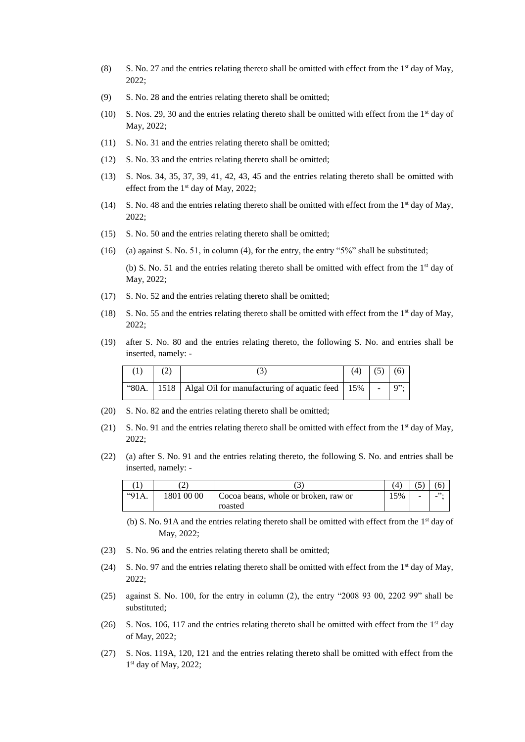(8) S. No. 27 and the entries relating thereto shall be omitted with effect from the 1st day of May, 2022;

(9) S. No. 28 and the entries relating thereto shall be omitted;

(10) S. Nos. 29, 30 and the entries relating thereto shall be omitted with effect from the 1st day of May, 2022;

(11) S. No. 31 and the entries relating thereto shall be omitted;

(12) S. No. 33 and the entries relating thereto shall be omitted;

(13) S. Nos. 34, 35, 37, 39, 41, 42, 43, 45 and the entries relating thereto shall be omitted with effect from the 1st day of May, 2022;

(14) S. No. 48 and the entries relating thereto shall be omitted with effect from the 1st day of May, 2022;

(15) S. No. 50 and the entries relating thereto shall be omitted;

(16) (a) against S. No. 51, in column (4), for the entry, the entry "5%" shall be substituted;

(b) S. No. 51 and the entries relating thereto shall be omitted with effect from the 1st day of May, 2022;

(17) S. No. 52 and the entries relating thereto shall be omitted;

(18) S. No. 55 and the entries relating thereto shall be omitted with effect from the 1st day of May, 2022;

(19) after S. No. 80 and the entries relating thereto, the following S. No. and entries shall be inserted, namely: -

| (1) | (2) | (3) | (4) | (5) | (6) |
|---|---|---|---|---|---|
| "80A. | 1518 | Algal Oil for manufacturing of aquatic feed | 15% | - | 9"; |

(20) S. No. 82 and the entries relating thereto shall be omitted;

(21) S. No. 91 and the entries relating thereto shall be omitted with effect from the 1st day of May, 2022;

(22) (a) after S. No. 91 and the entries relating thereto, the following S. No. and entries shall be inserted, namely: -

| (1) | (2) | (3) | (4) | (5) | (6) |
|---|---|---|---|---|---|
| "91A. | 1801 00 00 | Cocoa beans, whole or broken, raw or roasted | 15% | - | -"; |

(b) S. No. 91A and the entries relating thereto shall be omitted with effect from the 1st day of May, 2022;

(23) S. No. 96 and the entries relating thereto shall be omitted;

(24) S. No. 97 and the entries relating thereto shall be omitted with effect from the 1st day of May, 2022;

(25) against S. No. 100, for the entry in column (2), the entry "2008 93 00, 2202 99" shall be substituted;

(26) S. Nos. 106, 117 and the entries relating thereto shall be omitted with effect from the 1st day of May, 2022;

(27) S. Nos. 119A, 120, 121 and the entries relating thereto shall be omitted with effect from the 1st day of May, 2022;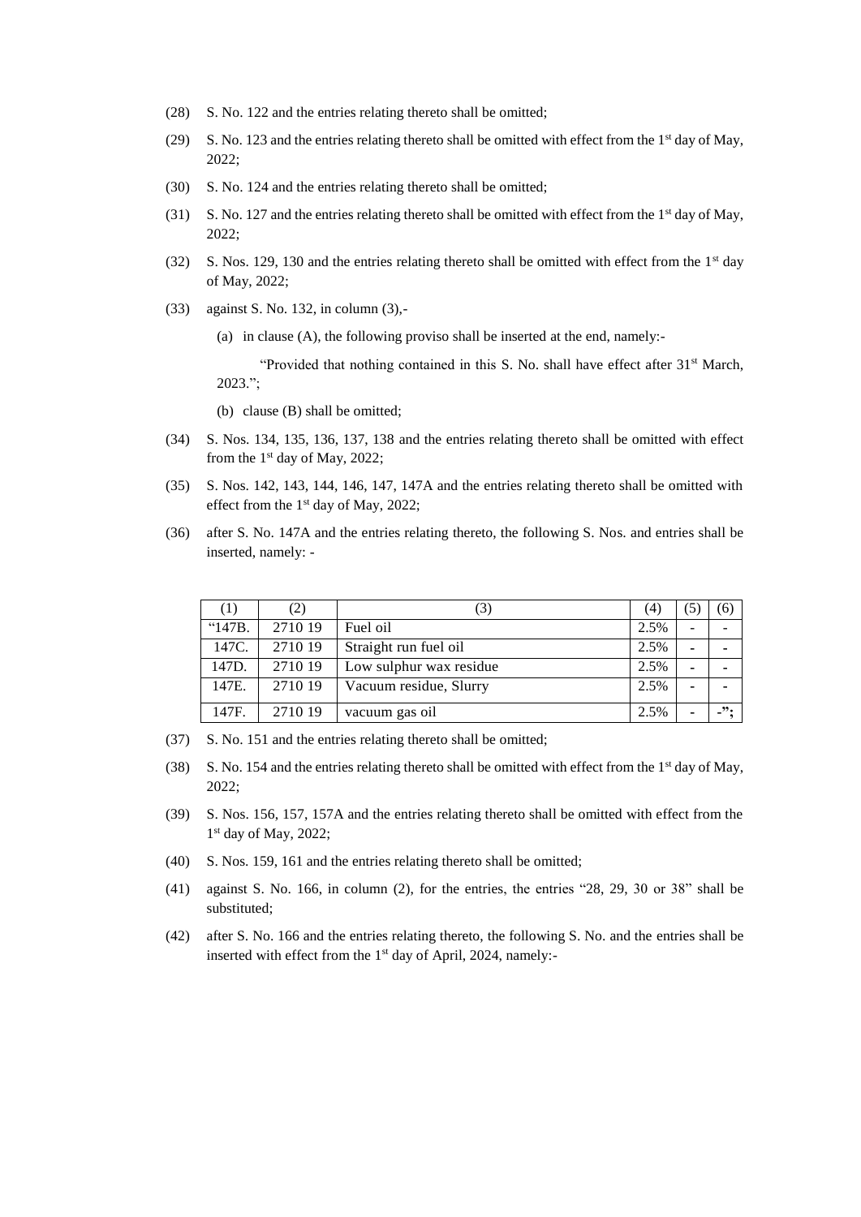(28) S. No. 122 and the entries relating thereto shall be omitted;

(29) S. No. 123 and the entries relating thereto shall be omitted with effect from the 1st day of May, 2022;

(30) S. No. 124 and the entries relating thereto shall be omitted;

(31) S. No. 127 and the entries relating thereto shall be omitted with effect from the 1st day of May, 2022;

(32) S. Nos. 129, 130 and the entries relating thereto shall be omitted with effect from the 1st day of May, 2022;

(33) against S. No. 132, in column (3),-

(a) in clause (A), the following proviso shall be inserted at the end, namely:-

"Provided that nothing contained in this S. No. shall have effect after 31st March, 2023.";

(b) clause (B) shall be omitted;

(34) S. Nos. 134, 135, 136, 137, 138 and the entries relating thereto shall be omitted with effect from the 1st day of May, 2022;

(35) S. Nos. 142, 143, 144, 146, 147, 147A and the entries relating thereto shall be omitted with effect from the 1st day of May, 2022;

(36) after S. No. 147A and the entries relating thereto, the following S. Nos. and entries shall be inserted, namely: -

| (1) | (2) | (3) | (4) | (5) | (6) |
|---|---|---|---|---|---|
| "147B. | 2710 19 | Fuel oil | 2.5% | - | - |
| 147C. | 2710 19 | Straight run fuel oil | 2.5% | - | - |
| 147D. | 2710 19 | Low sulphur wax residue | 2.5% | - | - |
| 147E. | 2710 19 | Vacuum residue, Slurry | 2.5% | - | - |
| 147F. | 2710 19 | vacuum gas oil | 2.5% | - | -"; |

(37) S. No. 151 and the entries relating thereto shall be omitted;

(38) S. No. 154 and the entries relating thereto shall be omitted with effect from the 1st day of May, 2022;

(39) S. Nos. 156, 157, 157A and the entries relating thereto shall be omitted with effect from the 1st day of May, 2022;

(40) S. Nos. 159, 161 and the entries relating thereto shall be omitted;

(41) against S. No. 166, in column (2), for the entries, the entries "28, 29, 30 or 38" shall be substituted;

(42) after S. No. 166 and the entries relating thereto, the following S. No. and the entries shall be inserted with effect from the 1st day of April, 2024, namely:-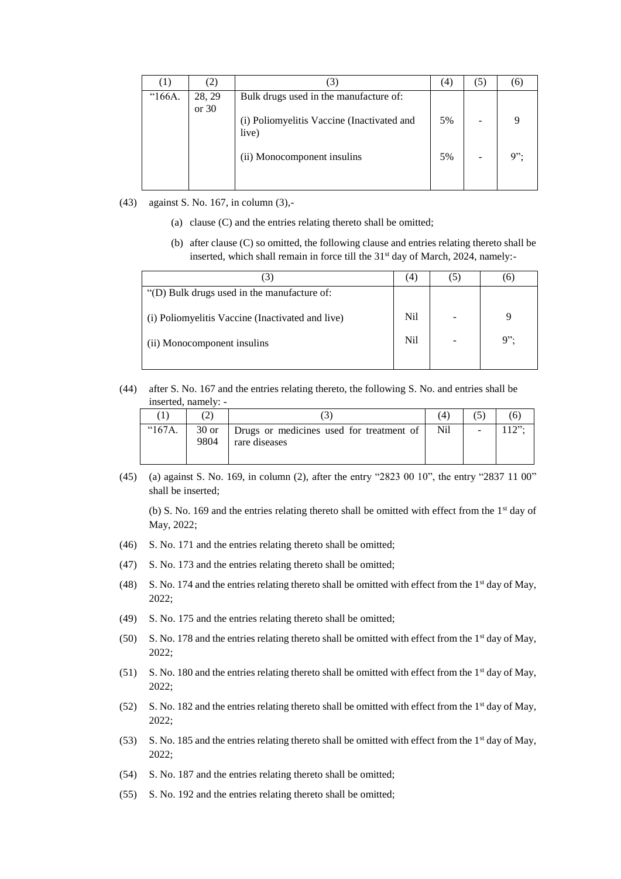| (1) | (2) | (3) | (4) | (5) | (6) |
|---|---|---|---|---|---|
| "166A. | 28, 29 or 30 | Bulk drugs used in the manufacture of: | | | |
| | | (i) Poliomyelitis Vaccine (Inactivated and live) | 5% | - | 9 |
| | | (ii) Monocomponent insulins | 5% | - | 9"; |

(43) against S. No. 167, in column (3),-

(a) clause (C) and the entries relating thereto shall be omitted;

(b) after clause (C) so omitted, the following clause and entries relating thereto shall be inserted, which shall remain in force till the 31st day of March, 2024, namely:-

| (3) | (4) | (5) | (6) |
|---|---|---|---|
| "(D) Bulk drugs used in the manufacture of: | | | |
| (i) Poliomyelitis Vaccine (Inactivated and live) | Nil | - | 9 |
| (ii) Monocomponent insulins | Nil | - | 9"; |

(44) after S. No. 167 and the entries relating thereto, the following S. No. and entries shall be inserted, namely: -

| (1) | (2) | (3) | (4) | (5) | (6) |
|---|---|---|---|---|---|
| "167A. | 30 or 9804 | Drugs or medicines used for treatment of rare diseases | Nil | - | 112"; |

(45) (a) against S. No. 169, in column (2), after the entry "2823 00 10", the entry "2837 11 00" shall be inserted;

(b) S. No. 169 and the entries relating thereto shall be omitted with effect from the 1st day of May, 2022;

(46) S. No. 171 and the entries relating thereto shall be omitted;

(47) S. No. 173 and the entries relating thereto shall be omitted;

(48) S. No. 174 and the entries relating thereto shall be omitted with effect from the 1st day of May, 2022;

(49) S. No. 175 and the entries relating thereto shall be omitted;

(50) S. No. 178 and the entries relating thereto shall be omitted with effect from the 1st day of May, 2022;

(51) S. No. 180 and the entries relating thereto shall be omitted with effect from the 1st day of May, 2022;

(52) S. No. 182 and the entries relating thereto shall be omitted with effect from the 1st day of May, 2022;

(53) S. No. 185 and the entries relating thereto shall be omitted with effect from the 1st day of May, 2022;

(54) S. No. 187 and the entries relating thereto shall be omitted;

(55) S. No. 192 and the entries relating thereto shall be omitted;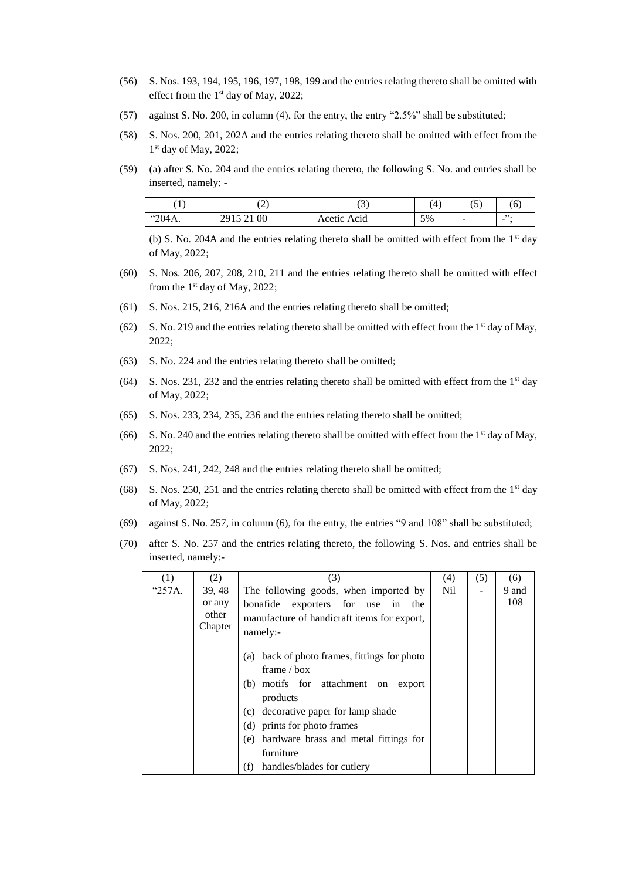(56) S. Nos. 193, 194, 195, 196, 197, 198, 199 and the entries relating thereto shall be omitted with effect from the 1st day of May, 2022;

(57) against S. No. 200, in column (4), for the entry, the entry "2.5%" shall be substituted;

(58) S. Nos. 200, 201, 202A and the entries relating thereto shall be omitted with effect from the 1st day of May, 2022;

(59) (a) after S. No. 204 and the entries relating thereto, the following S. No. and entries shall be inserted, namely: -

| (1) | (2) | (3) | (4) | (5) | (6) |
|---|---|---|---|---|---|
| "204A. | 2915 21 00 | Acetic Acid | 5% | - | -"; |

(b) S. No. 204A and the entries relating thereto shall be omitted with effect from the 1st day of May, 2022;

(60) S. Nos. 206, 207, 208, 210, 211 and the entries relating thereto shall be omitted with effect from the 1st day of May, 2022;

(61) S. Nos. 215, 216, 216A and the entries relating thereto shall be omitted;

(62) S. No. 219 and the entries relating thereto shall be omitted with effect from the 1st day of May, 2022;

(63) S. No. 224 and the entries relating thereto shall be omitted;

(64) S. Nos. 231, 232 and the entries relating thereto shall be omitted with effect from the 1st day of May, 2022;

(65) S. Nos. 233, 234, 235, 236 and the entries relating thereto shall be omitted;

(66) S. No. 240 and the entries relating thereto shall be omitted with effect from the 1st day of May, 2022;

(67) S. Nos. 241, 242, 248 and the entries relating thereto shall be omitted;

(68) S. Nos. 250, 251 and the entries relating thereto shall be omitted with effect from the 1st day of May, 2022;

(69) against S. No. 257, in column (6), for the entry, the entries "9 and 108" shall be substituted;

(70) after S. No. 257 and the entries relating thereto, the following S. Nos. and entries shall be inserted, namely:-

| (1) | (2) | (3) | (4) | (5) | (6) |
|---|---|---|---|---|---|
| "257A. | 39, 48 or any other Chapter | The following goods, when imported by bonafide exporters for use in the manufacture of handicraft items for export, namely:-<br><br>(a) back of photo frames, fittings for photo frame / box<br>(b) motifs for attachment on export products<br>(c) decorative paper for lamp shade<br>(d) prints for photo frames<br>(e) hardware brass and metal fittings for furniture<br>(f) handles/blades for cutlery | Nil | - | 9 and 108 |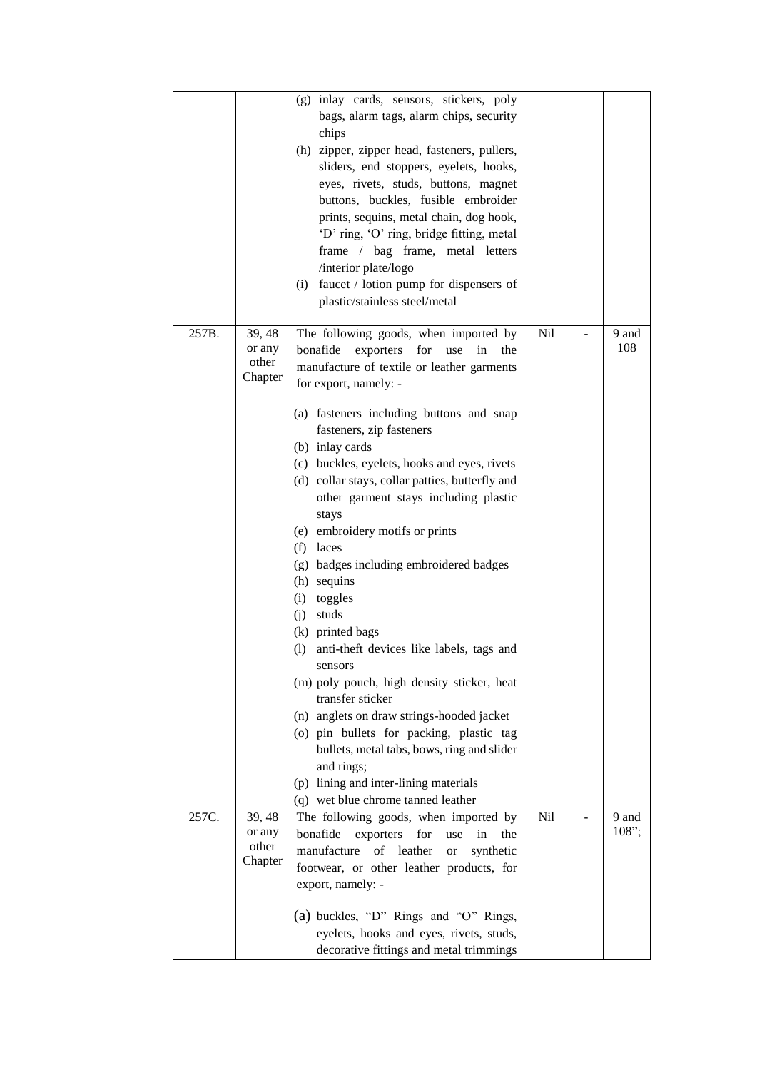|  |  |  |  |  |  |
|---|---|---|---|---|---|
|  |  | (g) inlay cards, sensors, stickers, poly bags, alarm tags, alarm chips, security chips<br>(h) zipper, zipper head, fasteners, pullers, sliders, end stoppers, eyelets, hooks, eyes, rivets, studs, buttons, magnet buttons, buckles, fusible embroider prints, sequins, metal chain, dog hook, 'D' ring, 'O' ring, bridge fitting, metal frame / bag frame, metal letters /interior plate/logo<br>(i) faucet / lotion pump for dispensers of plastic/stainless steel/metal |  |  |  |
| 257B. | 39, 48 or any other Chapter | The following goods, when imported by bonafide exporters for use in the manufacture of textile or leather garments for export, namely: -<br><br>(a) fasteners including buttons and snap fasteners, zip fasteners<br>(b) inlay cards<br>(c) buckles, eyelets, hooks and eyes, rivets<br>(d) collar stays, collar patties, butterfly and other garment stays including plastic stays<br>(e) embroidery motifs or prints<br>(f) laces<br>(g) badges including embroidered badges<br>(h) sequins<br>(i) toggles<br>(j) studs<br>(k) printed bags<br>(l) anti-theft devices like labels, tags and sensors<br>(m) poly pouch, high density sticker, heat transfer sticker<br>(n) anglets on draw strings-hooded jacket<br>(o) pin bullets for packing, plastic tag bullets, metal tabs, bows, ring and slider and rings;<br>(p) lining and inter-lining materials<br>(q) wet blue chrome tanned leather | Nil | - | 9 and 108 |
| 257C. | 39, 48 or any other Chapter | The following goods, when imported by bonafide exporters for use in the manufacture of leather or synthetic footwear, or other leather products, for export, namely: -<br><br>(a) buckles, "D" Rings and "O" Rings, eyelets, hooks and eyes, rivets, studs, decorative fittings and metal trimmings | Nil | - | 9 and 108"; |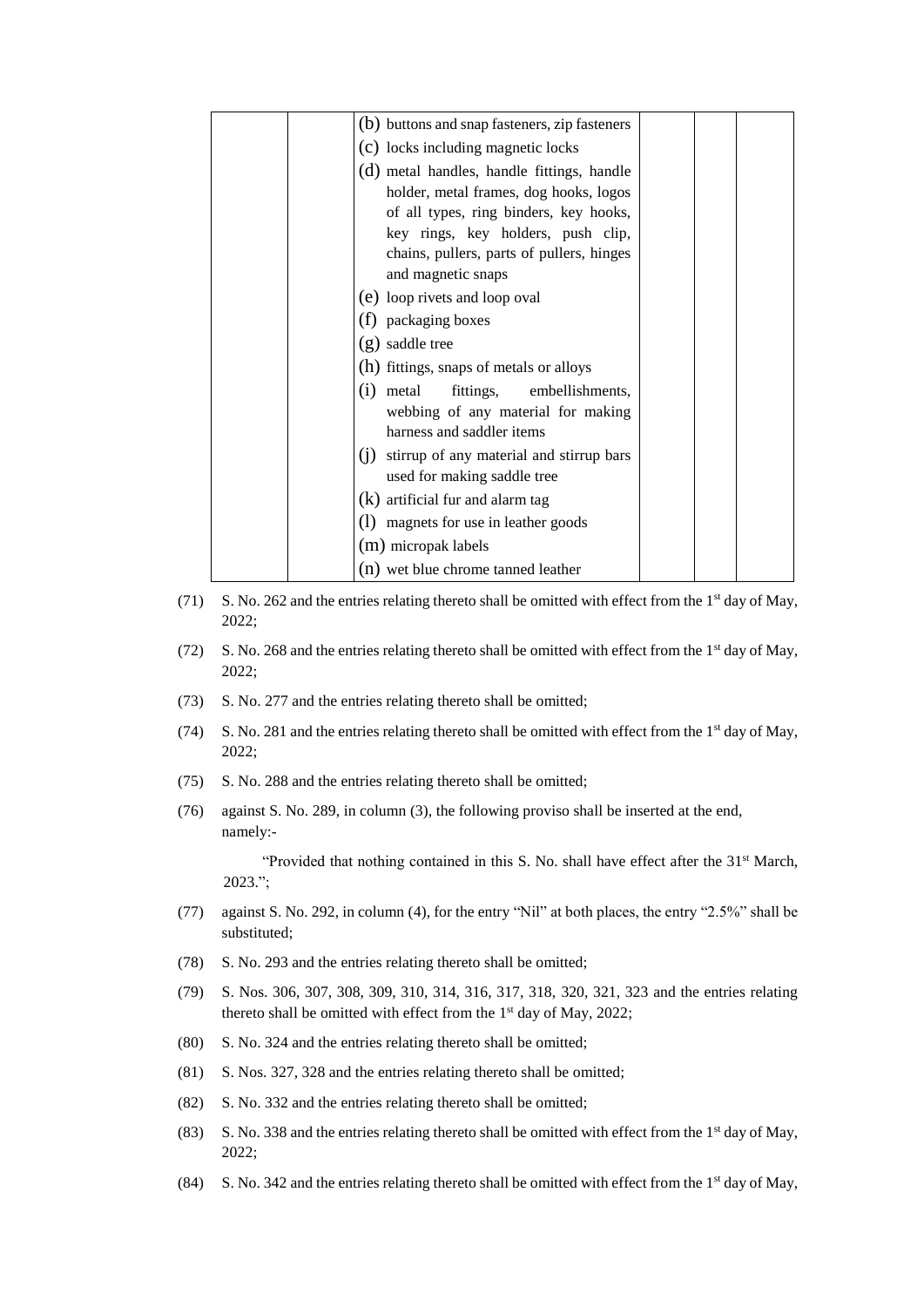|  |  | (b) buttons and snap fasteners, zip fasteners<br>(c) locks including magnetic locks<br>(d) metal handles, handle fittings, handle holder, metal frames, dog hooks, logos of all types, ring binders, key hooks, key rings, key holders, push clip, chains, pullers, parts of pullers, hinges and magnetic snaps<br>(e) loop rivets and loop oval<br>(f) packaging boxes<br>(g) saddle tree<br>(h) fittings, snaps of metals or alloys<br>(i) metal fittings, embellishments, webbing of any material for making harness and saddler items<br>(j) stirrup of any material and stirrup bars used for making saddle tree<br>(k) artificial fur and alarm tag<br>(l) magnets for use in leather goods<br>(m) micropak labels<br>(n) wet blue chrome tanned leather |  |  |  |
|---|---|---|---|---|---|

(71) S. No. 262 and the entries relating thereto shall be omitted with effect from the 1st day of May, 2022;

(72) S. No. 268 and the entries relating thereto shall be omitted with effect from the 1st day of May, 2022;

(73) S. No. 277 and the entries relating thereto shall be omitted;

(74) S. No. 281 and the entries relating thereto shall be omitted with effect from the 1st day of May, 2022;

(75) S. No. 288 and the entries relating thereto shall be omitted;

(76) against S. No. 289, in column (3), the following proviso shall be inserted at the end, namely:-

"Provided that nothing contained in this S. No. shall have effect after the 31st March, 2023.";

(77) against S. No. 292, in column (4), for the entry "Nil" at both places, the entry "2.5%" shall be substituted;

(78) S. No. 293 and the entries relating thereto shall be omitted;

(79) S. Nos. 306, 307, 308, 309, 310, 314, 316, 317, 318, 320, 321, 323 and the entries relating thereto shall be omitted with effect from the 1st day of May, 2022;

(80) S. No. 324 and the entries relating thereto shall be omitted;

(81) S. Nos. 327, 328 and the entries relating thereto shall be omitted;

(82) S. No. 332 and the entries relating thereto shall be omitted;

(83) S. No. 338 and the entries relating thereto shall be omitted with effect from the 1st day of May, 2022;

(84) S. No. 342 and the entries relating thereto shall be omitted with effect from the 1st day of May,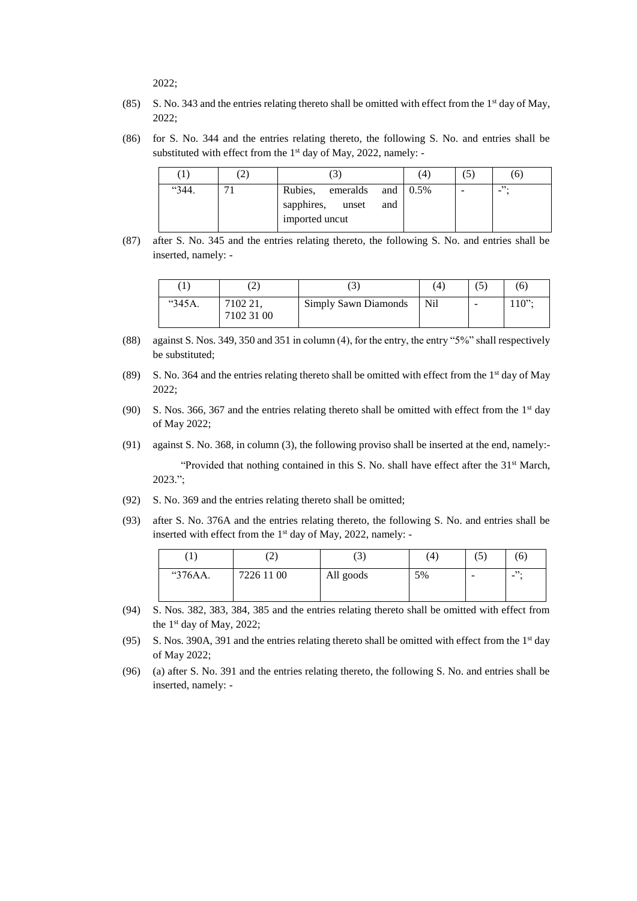2022;

(85) S. No. 343 and the entries relating thereto shall be omitted with effect from the 1st day of May, 2022;

(86) for S. No. 344 and the entries relating thereto, the following S. No. and entries shall be substituted with effect from the 1st day of May, 2022, namely: -

| (1) | (2) | (3) | (4) | (5) | (6) |
|---|---|---|---|---|---|
| "344. | 71 | Rubies, emeralds and sapphires, unset and imported uncut | 0.5% | - | -"; |

(87) after S. No. 345 and the entries relating thereto, the following S. No. and entries shall be inserted, namely: -

| (1) | (2) | (3) | (4) | (5) | (6) |
|---|---|---|---|---|---|
| "345A. | 7102 21, 7102 31 00 | Simply Sawn Diamonds | Nil | - | 110"; |

(88) against S. Nos. 349, 350 and 351 in column (4), for the entry, the entry "5%" shall respectively be substituted;

(89) S. No. 364 and the entries relating thereto shall be omitted with effect from the 1st day of May 2022;

(90) S. Nos. 366, 367 and the entries relating thereto shall be omitted with effect from the 1st day of May 2022;

(91) against S. No. 368, in column (3), the following proviso shall be inserted at the end, namely:-

"Provided that nothing contained in this S. No. shall have effect after the 31st March, 2023.";

(92) S. No. 369 and the entries relating thereto shall be omitted;

(93) after S. No. 376A and the entries relating thereto, the following S. No. and entries shall be inserted with effect from the 1st day of May, 2022, namely: -

| (1) | (2) | (3) | (4) | (5) | (6) |
|---|---|---|---|---|---|
| "376AA. | 7226 11 00 | All goods | 5% | - | -"; |

(94) S. Nos. 382, 383, 384, 385 and the entries relating thereto shall be omitted with effect from the 1st day of May, 2022;

(95) S. Nos. 390A, 391 and the entries relating thereto shall be omitted with effect from the 1st day of May 2022;

(96) (a) after S. No. 391 and the entries relating thereto, the following S. No. and entries shall be inserted, namely: -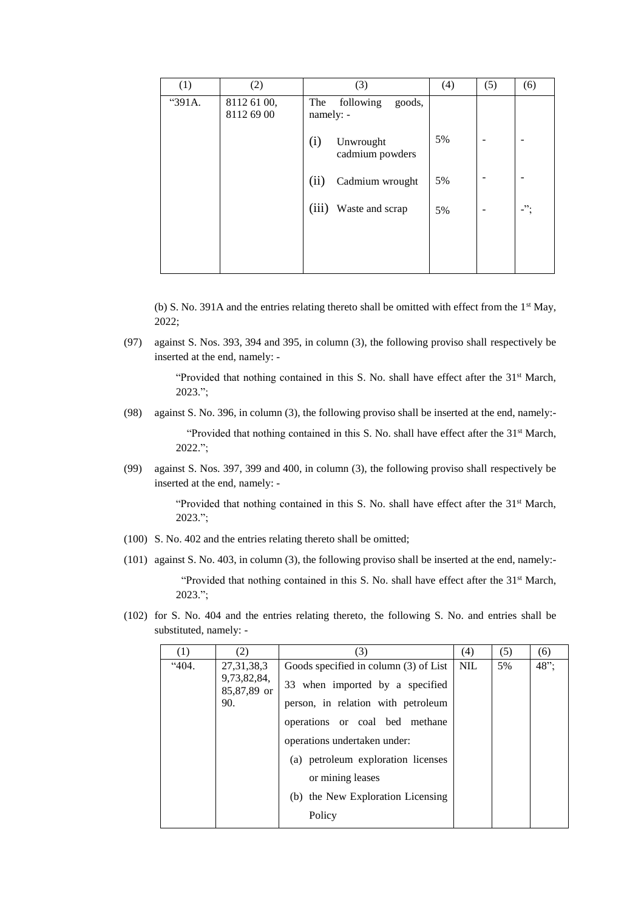| (1) | (2) | (3) | (4) | (5) | (6) |
|---|---|---|---|---|---|
| "391A. | 8112 61 00, 8112 69 00 | The following goods, namely: - | | | |
| | | (i) Unwrought cadmium powders | 5% | - | - |
| | | (ii) Cadmium wrought | 5% | - | - |
| | | (iii) Waste and scrap | 5% | - | -"; |

(b) S. No. 391A and the entries relating thereto shall be omitted with effect from the 1st May, 2022;

(97) against S. Nos. 393, 394 and 395, in column (3), the following proviso shall respectively be inserted at the end, namely: -

"Provided that nothing contained in this S. No. shall have effect after the 31st March, 2023.";

(98) against S. No. 396, in column (3), the following proviso shall be inserted at the end, namely:-

"Provided that nothing contained in this S. No. shall have effect after the 31st March, 2022.";

(99) against S. Nos. 397, 399 and 400, in column (3), the following proviso shall respectively be inserted at the end, namely: -

"Provided that nothing contained in this S. No. shall have effect after the 31st March, 2023.";

(100) S. No. 402 and the entries relating thereto shall be omitted;

(101) against S. No. 403, in column (3), the following proviso shall be inserted at the end, namely:-

"Provided that nothing contained in this S. No. shall have effect after the 31st March, 2023.";

(102) for S. No. 404 and the entries relating thereto, the following S. No. and entries shall be substituted, namely: -

| (1) | (2) | (3) | (4) | (5) | (6) |
|---|---|---|---|---|---|
| "404. | 27,31,38,39,73,82,84, 85,87,89 or 90. | Goods specified in column (3) of List 33 when imported by a specified person, in relation with petroleum operations or coal bed methane operations undertaken under: (a) petroleum exploration licenses or mining leases (b) the New Exploration Licensing Policy | NIL | 5% | 48"; |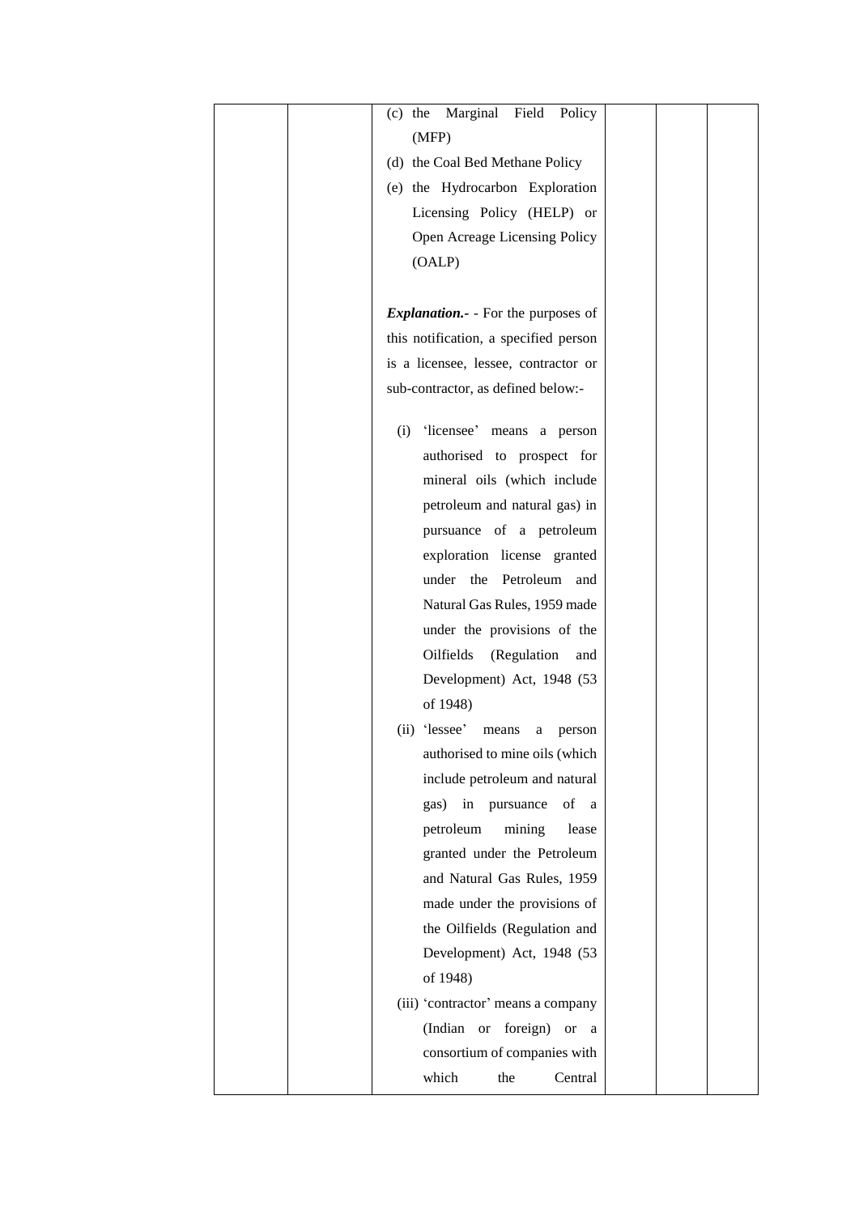| | | (c) the Marginal Field Policy (MFP)<br>(d) the Coal Bed Methane Policy<br>(e) the Hydrocarbon Exploration Licensing Policy (HELP) or Open Acreage Licensing Policy (OALP)<br><br>***Explanation.***- - For the purposes of this notification, a specified person is a licensee, lessee, contractor or sub-contractor, as defined below:-<br><br>(i) 'licensee' means a person authorised to prospect for mineral oils (which include petroleum and natural gas) in pursuance of a petroleum exploration license granted under the Petroleum and Natural Gas Rules, 1959 made under the provisions of the Oilfields (Regulation and Development) Act, 1948 (53 of 1948)<br>(ii) 'lessee' means a person authorised to mine oils (which include petroleum and natural gas) in pursuance of a petroleum mining lease granted under the Petroleum and Natural Gas Rules, 1959 made under the provisions of the Oilfields (Regulation and Development) Act, 1948 (53 of 1948)<br>(iii) 'contractor' means a company (Indian or foreign) or a consortium of companies with which the Central | | | |
|---|---|---|---|---|---|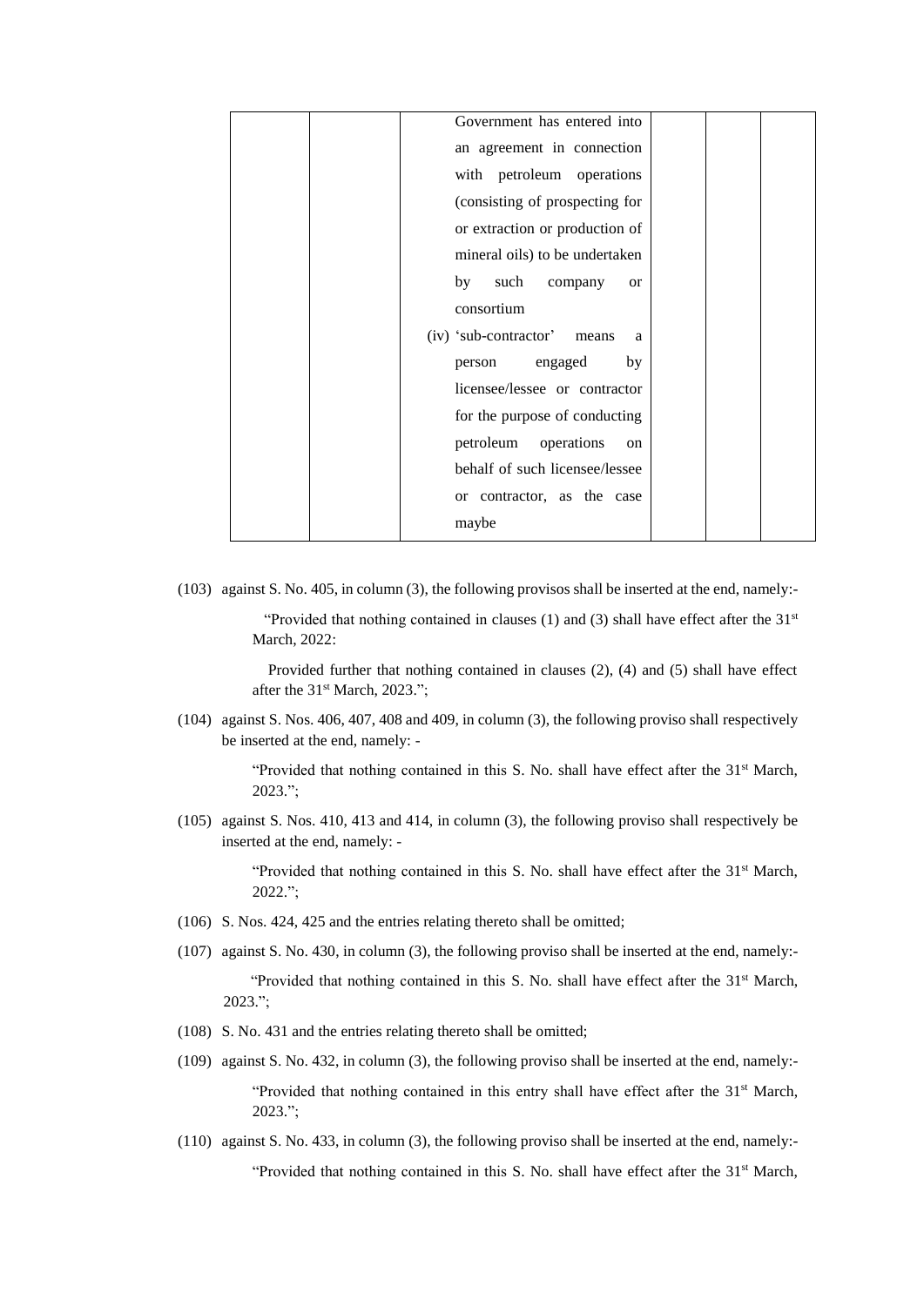| | | | | |
|---|---|---|---|---|
| | | Government has entered into an agreement in connection with petroleum operations (consisting of prospecting for or extraction or production of mineral oils) to be undertaken by such company or consortium<br>(iv) 'sub-contractor' means a person engaged by licensee/lessee or contractor for the purpose of conducting petroleum operations on behalf of such licensee/lessee or contractor, as the case maybe | | | |

(103) against S. No. 405, in column (3), the following provisos shall be inserted at the end, namely:-

"Provided that nothing contained in clauses (1) and (3) shall have effect after the 31st March, 2022:

Provided further that nothing contained in clauses (2), (4) and (5) shall have effect after the 31st March, 2023.";

(104) against S. Nos. 406, 407, 408 and 409, in column (3), the following proviso shall respectively be inserted at the end, namely: -

"Provided that nothing contained in this S. No. shall have effect after the 31st March, 2023.";

(105) against S. Nos. 410, 413 and 414, in column (3), the following proviso shall respectively be inserted at the end, namely: -

"Provided that nothing contained in this S. No. shall have effect after the 31st March, 2022.";

(106) S. Nos. 424, 425 and the entries relating thereto shall be omitted;

(107) against S. No. 430, in column (3), the following proviso shall be inserted at the end, namely:-

"Provided that nothing contained in this S. No. shall have effect after the 31st March, 2023.";

(108) S. No. 431 and the entries relating thereto shall be omitted;

(109) against S. No. 432, in column (3), the following proviso shall be inserted at the end, namely:-

"Provided that nothing contained in this entry shall have effect after the 31st March, 2023.";

(110) against S. No. 433, in column (3), the following proviso shall be inserted at the end, namely:-

"Provided that nothing contained in this S. No. shall have effect after the 31st March,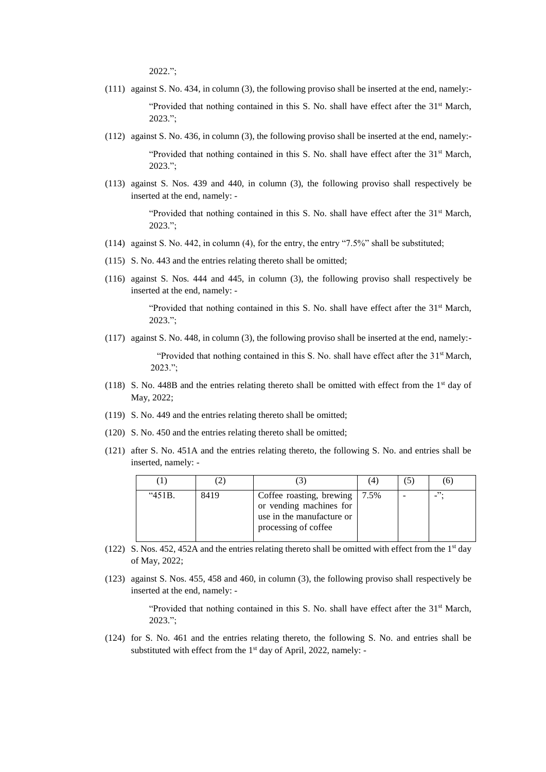2022.";

(111) against S. No. 434, in column (3), the following proviso shall be inserted at the end, namely:-

"Provided that nothing contained in this S. No. shall have effect after the 31st March, 2023.";

(112) against S. No. 436, in column (3), the following proviso shall be inserted at the end, namely:-

"Provided that nothing contained in this S. No. shall have effect after the 31st March, 2023.";

(113) against S. Nos. 439 and 440, in column (3), the following proviso shall respectively be inserted at the end, namely: -

"Provided that nothing contained in this S. No. shall have effect after the 31st March, 2023.";

(114) against S. No. 442, in column (4), for the entry, the entry "7.5%" shall be substituted;

(115) S. No. 443 and the entries relating thereto shall be omitted;

(116) against S. Nos. 444 and 445, in column (3), the following proviso shall respectively be inserted at the end, namely: -

"Provided that nothing contained in this S. No. shall have effect after the 31st March, 2023.";

(117) against S. No. 448, in column (3), the following proviso shall be inserted at the end, namely:-

"Provided that nothing contained in this S. No. shall have effect after the 31st March, 2023.";

(118) S. No. 448B and the entries relating thereto shall be omitted with effect from the 1st day of May, 2022;

(119) S. No. 449 and the entries relating thereto shall be omitted;

(120) S. No. 450 and the entries relating thereto shall be omitted;

(121) after S. No. 451A and the entries relating thereto, the following S. No. and entries shall be inserted, namely: -

| (1) | (2) | (3) | (4) | (5) | (6) |
|---|---|---|---|---|---|
| "451B. | 8419 | Coffee roasting, brewing or vending machines for use in the manufacture or processing of coffee | 7.5% | - | -"; |

(122) S. Nos. 452, 452A and the entries relating thereto shall be omitted with effect from the 1st day of May, 2022;

(123) against S. Nos. 455, 458 and 460, in column (3), the following proviso shall respectively be inserted at the end, namely: -

"Provided that nothing contained in this S. No. shall have effect after the 31st March, 2023.";

(124) for S. No. 461 and the entries relating thereto, the following S. No. and entries shall be substituted with effect from the 1st day of April, 2022, namely: -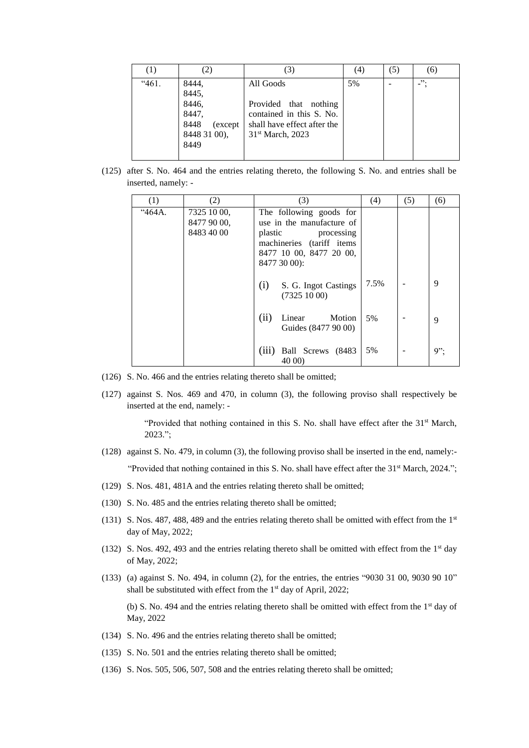| (1) | (2) | (3) | (4) | (5) | (6) |
|---|---|---|---|---|---|
| "461. | 8444, 8445, 8446, 8447, 8448 (except 8448 31 00), 8449 | All Goods<br><br>Provided that nothing contained in this S. No. shall have effect after the 31st March, 2023 | 5% | - | -"; |

(125) after S. No. 464 and the entries relating thereto, the following S. No. and entries shall be inserted, namely: -

| (1) | (2) | (3) | (4) | (5) | (6) |
|---|---|---|---|---|---|
| "464A. | 7325 10 00, 8477 90 00, 8483 40 00 | The following goods for use in the manufacture of plastic processing machineries (tariff items 8477 10 00, 8477 20 00, 8477 30 00): | | | |
| | | (i) S. G. Ingot Castings (7325 10 00) | 7.5% | - | 9 |
| | | (ii) Linear Motion Guides (8477 90 00) | 5% | - | 9 |
| | | (iii) Ball Screws (8483 40 00) | 5% | - | 9"; |

(126) S. No. 466 and the entries relating thereto shall be omitted;

(127) against S. Nos. 469 and 470, in column (3), the following proviso shall respectively be inserted at the end, namely: -

> "Provided that nothing contained in this S. No. shall have effect after the 31st March, 2023.";

(128) against S. No. 479, in column (3), the following proviso shall be inserted in the end, namely:-

> "Provided that nothing contained in this S. No. shall have effect after the 31st March, 2024.";

(129) S. Nos. 481, 481A and the entries relating thereto shall be omitted;

(130) S. No. 485 and the entries relating thereto shall be omitted;

(131) S. Nos. 487, 488, 489 and the entries relating thereto shall be omitted with effect from the 1st day of May, 2022;

(132) S. Nos. 492, 493 and the entries relating thereto shall be omitted with effect from the 1st day of May, 2022;

(133) (a) against S. No. 494, in column (2), for the entries, the entries "9030 31 00, 9030 90 10" shall be substituted with effect from the 1st day of April, 2022;

(b) S. No. 494 and the entries relating thereto shall be omitted with effect from the 1st day of May, 2022

(134) S. No. 496 and the entries relating thereto shall be omitted;

(135) S. No. 501 and the entries relating thereto shall be omitted;

(136) S. Nos. 505, 506, 507, 508 and the entries relating thereto shall be omitted;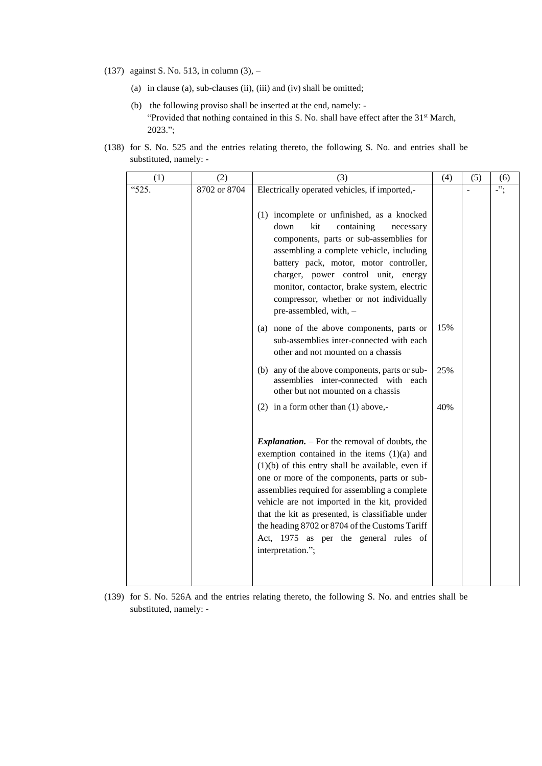(137) against S. No. 513, in column (3), –

   (a) in clause (a), sub-clauses (ii), (iii) and (iv) shall be omitted;

   (b) the following proviso shall be inserted at the end, namely: -
   "Provided that nothing contained in this S. No. shall have effect after the 31st March, 2023.";

(138) for S. No. 525 and the entries relating thereto, the following S. No. and entries shall be substituted, namely: -

| (1) | (2) | (3) | (4) | (5) | (6) |
|---|---|---|---|---|---|
| "525. | 8702 or 8704 | Electrically operated vehicles, if imported,- | | - | -"; |
| | | (1) incomplete or unfinished, as a knocked down kit containing necessary components, parts or sub-assemblies for assembling a complete vehicle, including battery pack, motor, motor controller, charger, power control unit, energy monitor, contactor, brake system, electric compressor, whether or not individually pre-assembled, with, – | | | |
| | | (a) none of the above components, parts or sub-assemblies inter-connected with each other and not mounted on a chassis | 15% | | |
| | | (b) any of the above components, parts or sub-assemblies inter-connected with each other but not mounted on a chassis | 25% | | |
| | | (2) in a form other than (1) above,- | 40% | | |
| | | ***Explanation.*** – For the removal of doubts, the exemption contained in the items (1)(a) and (1)(b) of this entry shall be available, even if one or more of the components, parts or sub-assemblies required for assembling a complete vehicle are not imported in the kit, provided that the kit as presented, is classifiable under the heading 8702 or 8704 of the Customs Tariff Act, 1975 as per the general rules of interpretation."; | | | |

(139) for S. No. 526A and the entries relating thereto, the following S. No. and entries shall be substituted, namely: -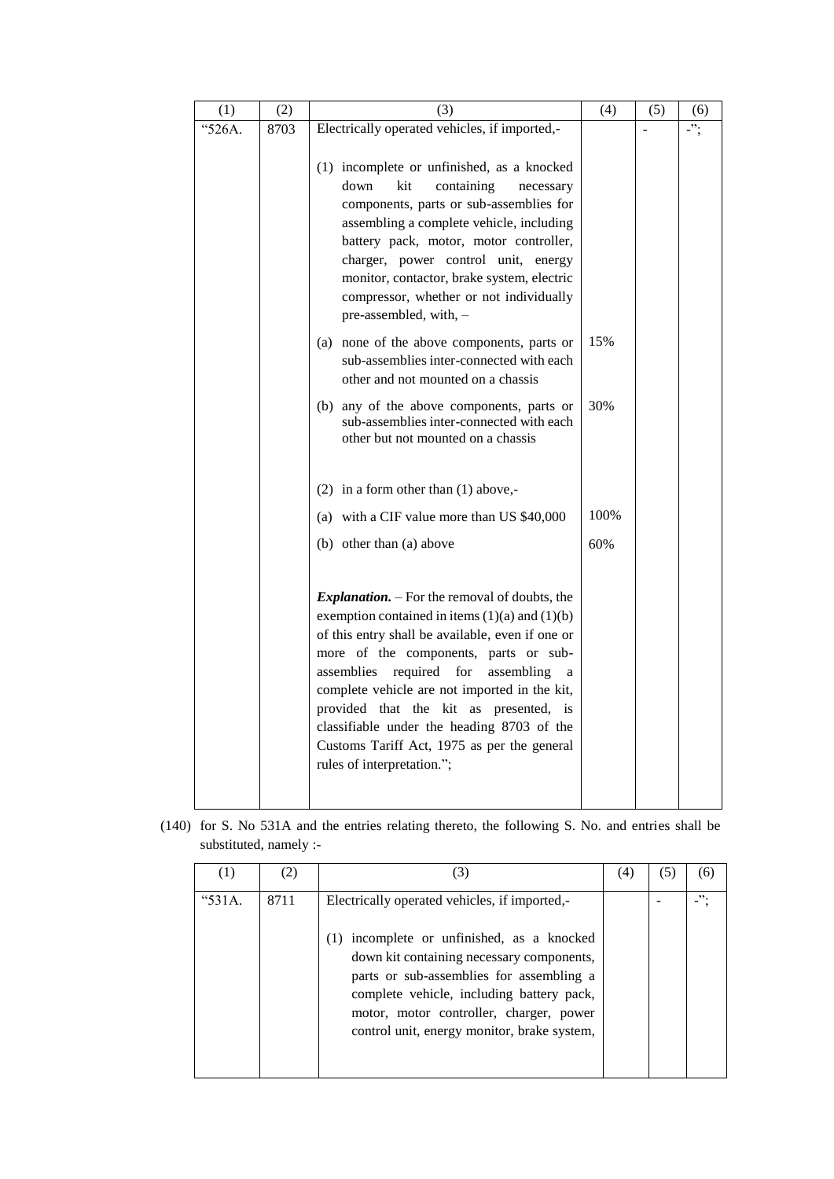| (1) | (2) | (3) | (4) | (5) | (6) |
|---|---|---|---|---|---|
| "526A. | 8703 | Electrically operated vehicles, if imported,- | | - | -"; |
| | | (1) incomplete or unfinished, as a knocked down kit containing necessary components, parts or sub-assemblies for assembling a complete vehicle, including battery pack, motor, motor controller, charger, power control unit, energy monitor, contactor, brake system, electric compressor, whether or not individually pre-assembled, with, – | | | |
| | | (a) none of the above components, parts or sub-assemblies inter-connected with each other and not mounted on a chassis | 15% | | |
| | | (b) any of the above components, parts or sub-assemblies inter-connected with each other but not mounted on a chassis | 30% | | |
| | | (2) in a form other than (1) above,- | | | |
| | | (a) with a CIF value more than US $40,000 | 100% | | |
| | | (b) other than (a) above | 60% | | |
| | | ***Explanation.*** – For the removal of doubts, the exemption contained in items (1)(a) and (1)(b) of this entry shall be available, even if one or more of the components, parts or sub-assemblies required for assembling a complete vehicle are not imported in the kit, provided that the kit as presented, is classifiable under the heading 8703 of the Customs Tariff Act, 1975 as per the general rules of interpretation."; | | | |

(140) for S. No 531A and the entries relating thereto, the following S. No. and entries shall be substituted, namely :-

| (1) | (2) | (3) | (4) | (5) | (6) |
|---|---|---|---|---|---|
| "531A. | 8711 | Electrically operated vehicles, if imported,- | | - | -"; |
| | | (1) incomplete or unfinished, as a knocked down kit containing necessary components, parts or sub-assemblies for assembling a complete vehicle, including battery pack, motor, motor controller, charger, power control unit, energy monitor, brake system, | | | |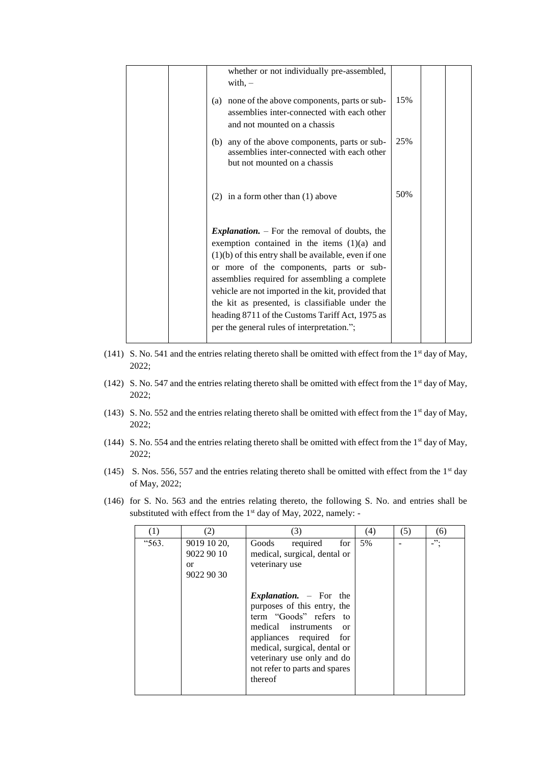| | | | | | |
|---|---|---|---|---|---|
| | | whether or not individually pre-assembled, with, – | | | |
| | | (a) none of the above components, parts or sub-assemblies inter-connected with each other and not mounted on a chassis | 15% | | |
| | | (b) any of the above components, parts or sub-assemblies inter-connected with each other but not mounted on a chassis | 25% | | |
| | | (2) in a form other than (1) above | 50% | | |
| | | ***Explanation.*** – For the removal of doubts, the exemption contained in the items (1)(a) and (1)(b) of this entry shall be available, even if one or more of the components, parts or sub-assemblies required for assembling a complete vehicle are not imported in the kit, provided that the kit as presented, is classifiable under the heading 8711 of the Customs Tariff Act, 1975 as per the general rules of interpretation."; | | | |

(141) S. No. 541 and the entries relating thereto shall be omitted with effect from the 1st day of May, 2022;

(142) S. No. 547 and the entries relating thereto shall be omitted with effect from the 1st day of May, 2022;

(143) S. No. 552 and the entries relating thereto shall be omitted with effect from the 1st day of May, 2022;

(144) S. No. 554 and the entries relating thereto shall be omitted with effect from the 1st day of May, 2022;

(145) S. Nos. 556, 557 and the entries relating thereto shall be omitted with effect from the 1st day of May, 2022;

(146) for S. No. 563 and the entries relating thereto, the following S. No. and entries shall be substituted with effect from the 1st day of May, 2022, namely: -

| (1) | (2) | (3) | (4) | (5) | (6) |
|---|---|---|---|---|---|
| "563. | 9019 10 20, 9022 90 10 or 9022 90 30 | Goods required for medical, surgical, dental or veterinary use<br><br>***Explanation.*** – For the purposes of this entry, the term "Goods" refers to medical instruments or appliances required for medical, surgical, dental or veterinary use only and do not refer to parts and spares thereof | 5% | - | -"; |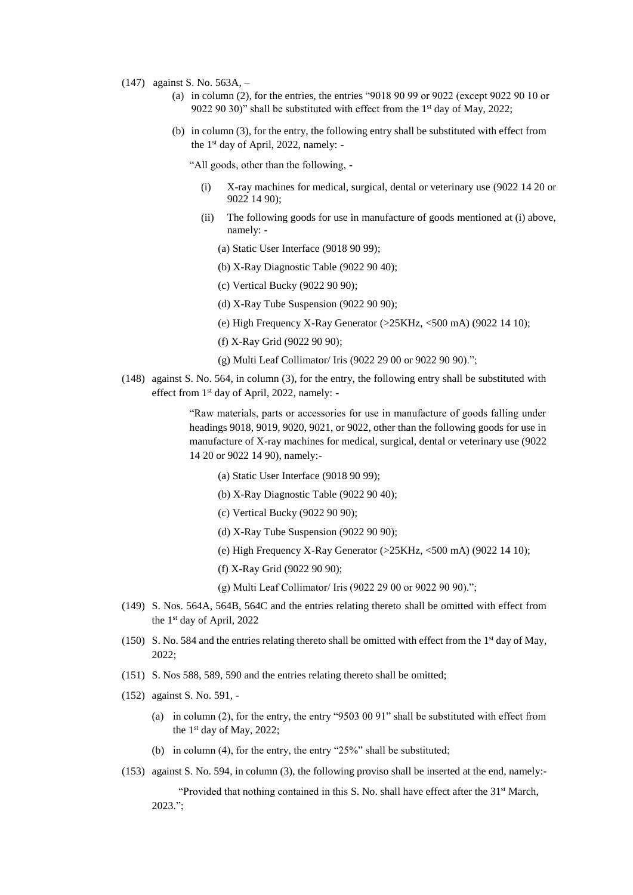(147) against S. No. 563A, –

(a) in column (2), for the entries, the entries "9018 90 99 or 9022 (except 9022 90 10 or 9022 90 30)" shall be substituted with effect from the 1st day of May, 2022;

(b) in column (3), for the entry, the following entry shall be substituted with effect from the 1st day of April, 2022, namely: -

"All goods, other than the following, -

(i) X-ray machines for medical, surgical, dental or veterinary use (9022 14 20 or 9022 14 90);

(ii) The following goods for use in manufacture of goods mentioned at (i) above, namely: -

(a) Static User Interface (9018 90 99);

(b) X-Ray Diagnostic Table (9022 90 40);

(c) Vertical Bucky (9022 90 90);

(d) X-Ray Tube Suspension (9022 90 90);

(e) High Frequency X-Ray Generator (>25KHz, <500 mA) (9022 14 10);

(f) X-Ray Grid (9022 90 90);

(g) Multi Leaf Collimator/ Iris (9022 29 00 or 9022 90 90).";

(148) against S. No. 564, in column (3), for the entry, the following entry shall be substituted with effect from 1st day of April, 2022, namely: -

"Raw materials, parts or accessories for use in manufacture of goods falling under headings 9018, 9019, 9020, 9021, or 9022, other than the following goods for use in manufacture of X-ray machines for medical, surgical, dental or veterinary use (9022 14 20 or 9022 14 90), namely:-

(a) Static User Interface (9018 90 99);

(b) X-Ray Diagnostic Table (9022 90 40);

(c) Vertical Bucky (9022 90 90);

(d) X-Ray Tube Suspension (9022 90 90);

(e) High Frequency X-Ray Generator (>25KHz, <500 mA) (9022 14 10);

(f) X-Ray Grid (9022 90 90);

(g) Multi Leaf Collimator/ Iris (9022 29 00 or 9022 90 90).";

(149) S. Nos. 564A, 564B, 564C and the entries relating thereto shall be omitted with effect from the 1st day of April, 2022

(150) S. No. 584 and the entries relating thereto shall be omitted with effect from the 1st day of May, 2022;

(151) S. Nos 588, 589, 590 and the entries relating thereto shall be omitted;

(152) against S. No. 591, -

(a) in column (2), for the entry, the entry "9503 00 91" shall be substituted with effect from the 1st day of May, 2022;

(b) in column (4), for the entry, the entry "25%" shall be substituted;

(153) against S. No. 594, in column (3), the following proviso shall be inserted at the end, namely:-

"Provided that nothing contained in this S. No. shall have effect after the 31st March, 2023.";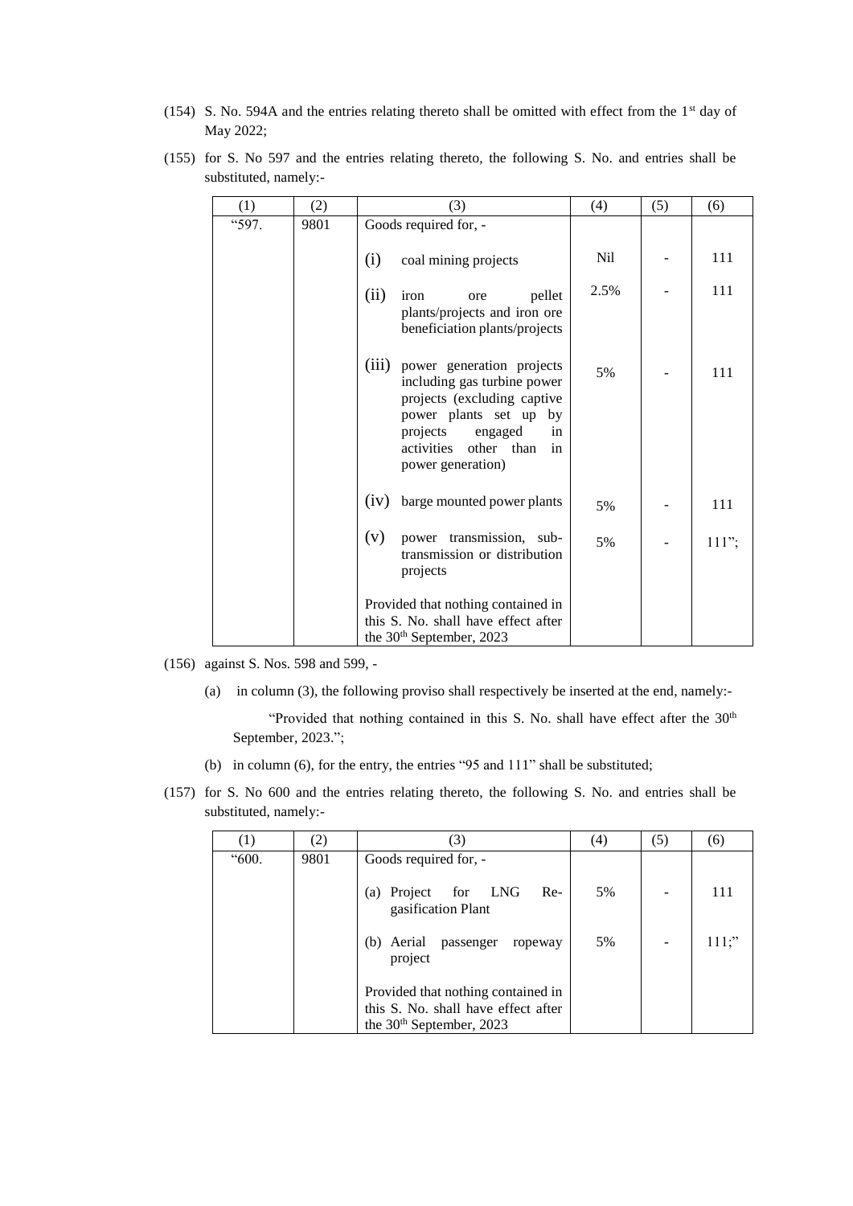(154) S. No. 594A and the entries relating thereto shall be omitted with effect from the 1st day of May 2022;

(155) for S. No 597 and the entries relating thereto, the following S. No. and entries shall be substituted, namely:-

| (1) | (2) | (3) | (4) | (5) | (6) |
|---|---|---|---|---|---|
| "597. | 9801 | Goods required for, - | | | |
| | | (i) coal mining projects | Nil | - | 111 |
| | | (ii) iron ore pellet plants/projects and iron ore beneficiation plants/projects | 2.5% | - | 111 |
| | | (iii) power generation projects including gas turbine power projects (excluding captive power plants set up by projects engaged in activities other than in power generation) | 5% | - | 111 |
| | | (iv) barge mounted power plants | 5% | - | 111 |
| | | (v) power transmission, sub-transmission or distribution projects | 5% | - | 111"; |
| | | Provided that nothing contained in this S. No. shall have effect after the 30th September, 2023 | | | |

(156) against S. Nos. 598 and 599, -

(a) in column (3), the following proviso shall respectively be inserted at the end, namely:-

"Provided that nothing contained in this S. No. shall have effect after the 30th September, 2023.";

(b) in column (6), for the entry, the entries "95 and 111" shall be substituted;

(157) for S. No 600 and the entries relating thereto, the following S. No. and entries shall be substituted, namely:-

| (1) | (2) | (3) | (4) | (5) | (6) |
|---|---|---|---|---|---|
| "600. | 9801 | Goods required for, - | | | |
| | | (a) Project for LNG Re-gasification Plant | 5% | - | 111 |
| | | (b) Aerial passenger ropeway project | 5% | - | 111;" |
| | | Provided that nothing contained in this S. No. shall have effect after the 30th September, 2023 | | | |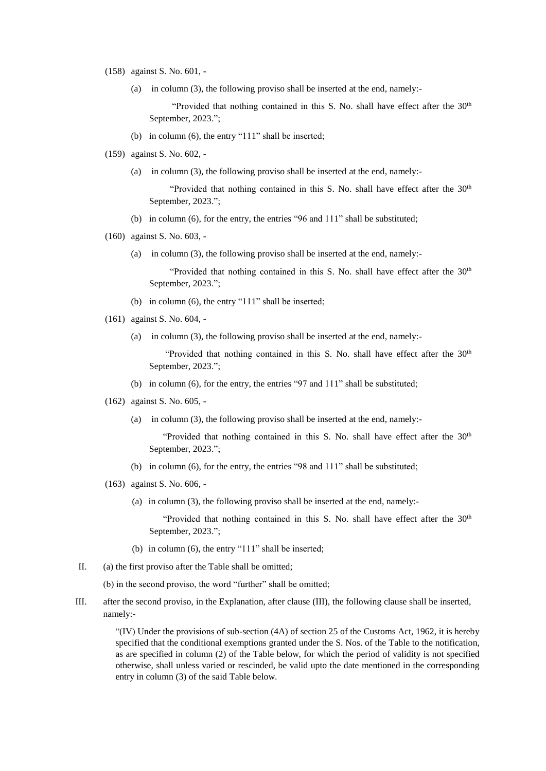(158) against S. No. 601, -

(a) in column (3), the following proviso shall be inserted at the end, namely:-

"Provided that nothing contained in this S. No. shall have effect after the 30th September, 2023.";

(b) in column (6), the entry "111" shall be inserted;

(159) against S. No. 602, -

(a) in column (3), the following proviso shall be inserted at the end, namely:-

"Provided that nothing contained in this S. No. shall have effect after the 30th September, 2023.";

(b) in column (6), for the entry, the entries "96 and 111" shall be substituted;

(160) against S. No. 603, -

(a) in column (3), the following proviso shall be inserted at the end, namely:-

"Provided that nothing contained in this S. No. shall have effect after the 30th September, 2023.";

(b) in column (6), the entry "111" shall be inserted;

(161) against S. No. 604, -

(a) in column (3), the following proviso shall be inserted at the end, namely:-

"Provided that nothing contained in this S. No. shall have effect after the 30th September, 2023.";

(b) in column (6), for the entry, the entries "97 and 111" shall be substituted;

(162) against S. No. 605, -

(a) in column (3), the following proviso shall be inserted at the end, namely:-

"Provided that nothing contained in this S. No. shall have effect after the 30th September, 2023.";

(b) in column (6), for the entry, the entries "98 and 111" shall be substituted;

(163) against S. No. 606, -

(a) in column (3), the following proviso shall be inserted at the end, namely:-

"Provided that nothing contained in this S. No. shall have effect after the 30th September, 2023.";

(b) in column (6), the entry "111" shall be inserted;

II. (a) the first proviso after the Table shall be omitted;

(b) in the second proviso, the word "further" shall be omitted;

III. after the second proviso, in the Explanation, after clause (III), the following clause shall be inserted, namely:-

"(IV) Under the provisions of sub-section (4A) of section 25 of the Customs Act, 1962, it is hereby specified that the conditional exemptions granted under the S. Nos. of the Table to the notification, as are specified in column (2) of the Table below, for which the period of validity is not specified otherwise, shall unless varied or rescinded, be valid upto the date mentioned in the corresponding entry in column (3) of the said Table below.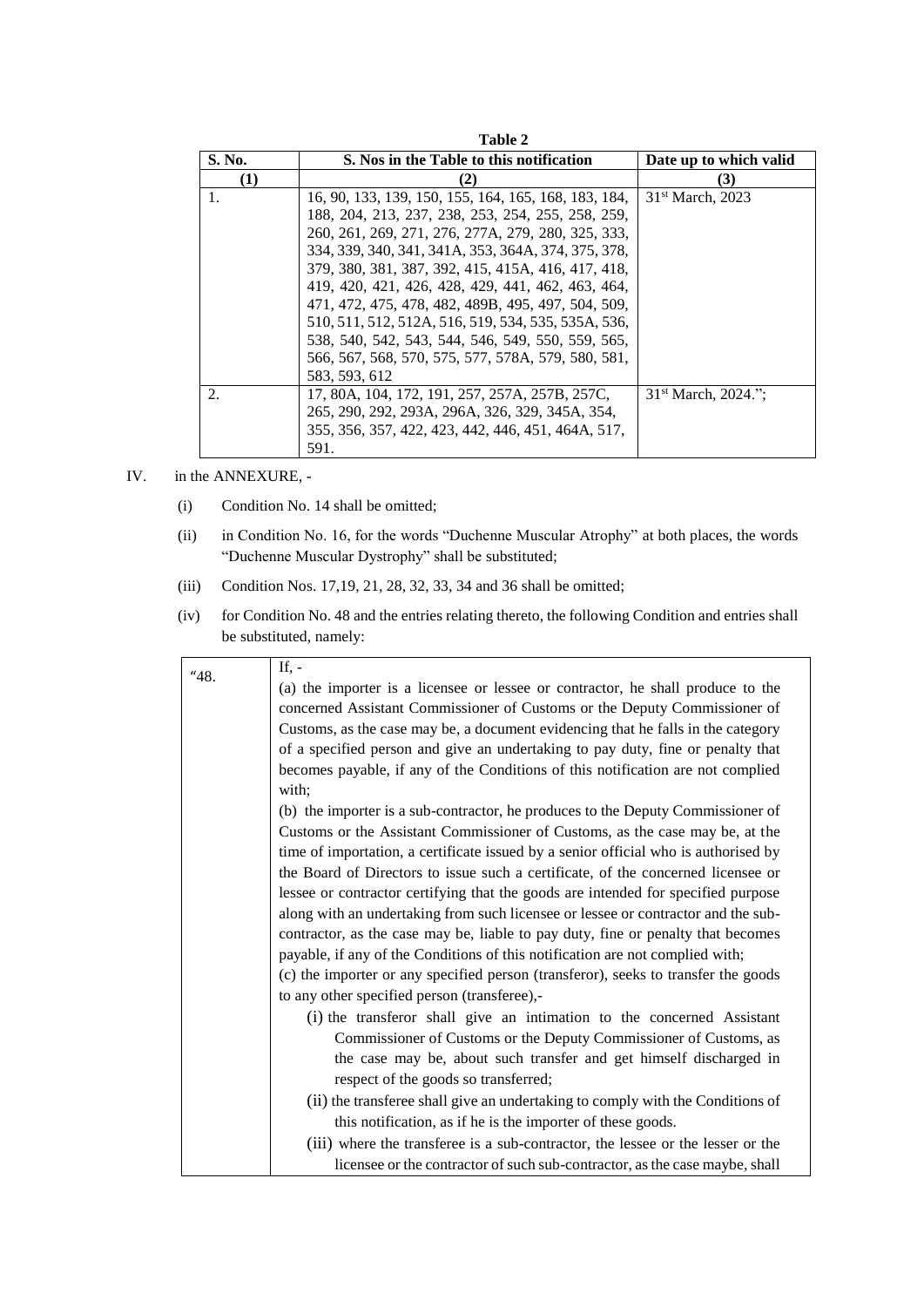**Table 2**

| S. No. | S. Nos in the Table to this notification | Date up to which valid |
|---|---|---|
| (1) | (2) | (3) |
| 1. | 16, 90, 133, 139, 150, 155, 164, 165, 168, 183, 184, 188, 204, 213, 237, 238, 253, 254, 255, 258, 259, 260, 261, 269, 271, 276, 277A, 279, 280, 325, 333, 334, 339, 340, 341, 341A, 353, 364A, 374, 375, 378, 379, 380, 381, 387, 392, 415, 415A, 416, 417, 418, 419, 420, 421, 426, 428, 429, 441, 462, 463, 464, 471, 472, 475, 478, 482, 489B, 495, 497, 504, 509, 510, 511, 512, 512A, 516, 519, 534, 535, 535A, 536, 538, 540, 542, 543, 544, 546, 549, 550, 559, 565, 566, 567, 568, 570, 575, 577, 578A, 579, 580, 581, 583, 593, 612 | 31st March, 2023 |
| 2. | 17, 80A, 104, 172, 191, 257, 257A, 257B, 257C, 265, 290, 292, 293A, 296A, 326, 329, 345A, 354, 355, 356, 357, 422, 423, 442, 446, 451, 464A, 517, 591. | 31st March, 2024."; |

IV. in the ANNEXURE, -

(i) Condition No. 14 shall be omitted;

(ii) in Condition No. 16, for the words "Duchenne Muscular Atrophy" at both places, the words "Duchenne Muscular Dystrophy" shall be substituted;

(iii) Condition Nos. 17,19, 21, 28, 32, 33, 34 and 36 shall be omitted;

(iv) for Condition No. 48 and the entries relating thereto, the following Condition and entries shall be substituted, namely:

| | |
|---|---|
| "48. | If, -<br>(a) the importer is a licensee or lessee or contractor, he shall produce to the concerned Assistant Commissioner of Customs or the Deputy Commissioner of Customs, as the case may be, a document evidencing that he falls in the category of a specified person and give an undertaking to pay duty, fine or penalty that becomes payable, if any of the Conditions of this notification are not complied with;<br>(b) the importer is a sub-contractor, he produces to the Deputy Commissioner of Customs or the Assistant Commissioner of Customs, as the case may be, at the time of importation, a certificate issued by a senior official who is authorised by the Board of Directors to issue such a certificate, of the concerned licensee or lessee or contractor certifying that the goods are intended for specified purpose along with an undertaking from such licensee or lessee or contractor and the sub-contractor, as the case may be, liable to pay duty, fine or penalty that becomes payable, if any of the Conditions of this notification are not complied with;<br>(c) the importer or any specified person (transferor), seeks to transfer the goods to any other specified person (transferee),-<br>(i) the transferor shall give an intimation to the concerned Assistant Commissioner of Customs or the Deputy Commissioner of Customs, as the case may be, about such transfer and get himself discharged in respect of the goods so transferred;<br>(ii) the transferee shall give an undertaking to comply with the Conditions of this notification, as if he is the importer of these goods.<br>(iii) where the transferee is a sub-contractor, the lessee or the lesser or the licensee or the contractor of such sub-contractor, as the case maybe, shall |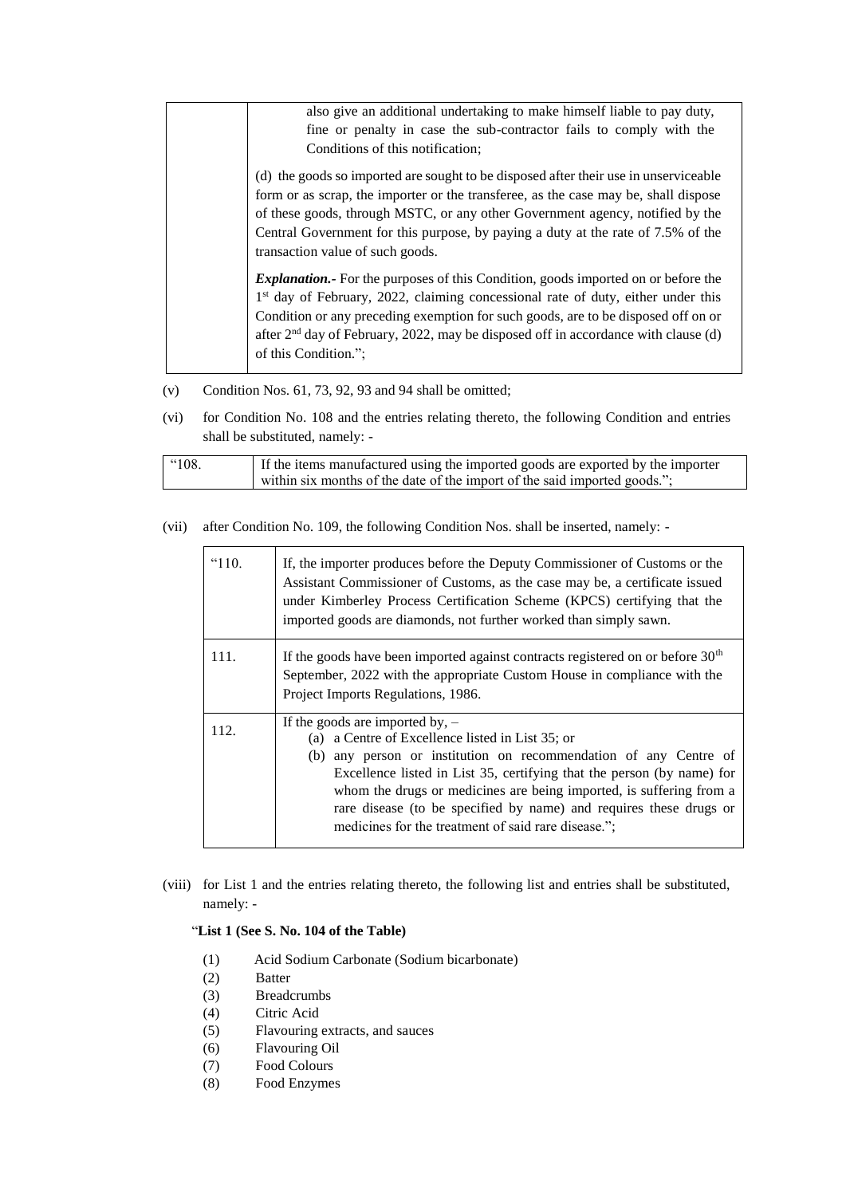| | also give an additional undertaking to make himself liable to pay duty, fine or penalty in case the sub-contractor fails to comply with the Conditions of this notification;<br><br>(d) the goods so imported are sought to be disposed after their use in unserviceable form or as scrap, the importer or the transferee, as the case may be, shall dispose of these goods, through MSTC, or any other Government agency, notified by the Central Government for this purpose, by paying a duty at the rate of 7.5% of the transaction value of such goods.<br><br>***Explanation.-*** For the purposes of this Condition, goods imported on or before the 1st day of February, 2022, claiming concessional rate of duty, either under this Condition or any preceding exemption for such goods, are to be disposed off on or after 2nd day of February, 2022, may be disposed off in accordance with clause (d) of this Condition."; |
|---|---|

(v) Condition Nos. 61, 73, 92, 93 and 94 shall be omitted;

(vi) for Condition No. 108 and the entries relating thereto, the following Condition and entries shall be substituted, namely: -

| "108. | If the items manufactured using the imported goods are exported by the importer within six months of the date of the import of the said imported goods."; |
|---|---|

(vii) after Condition No. 109, the following Condition Nos. shall be inserted, namely: -

| "110. | If, the importer produces before the Deputy Commissioner of Customs or the Assistant Commissioner of Customs, as the case may be, a certificate issued under Kimberley Process Certification Scheme (KPCS) certifying that the imported goods are diamonds, not further worked than simply sawn. |
|---|---|
| 111. | If the goods have been imported against contracts registered on or before 30th September, 2022 with the appropriate Custom House in compliance with the Project Imports Regulations, 1986. |
| 112. | If the goods are imported by, –<br>(a) a Centre of Excellence listed in List 35; or<br>(b) any person or institution on recommendation of any Centre of Excellence listed in List 35, certifying that the person (by name) for whom the drugs or medicines are being imported, is suffering from a rare disease (to be specified by name) and requires these drugs or medicines for the treatment of said rare disease."; |

(viii) for List 1 and the entries relating thereto, the following list and entries shall be substituted, namely: -

"**List 1 (See S. No. 104 of the Table)**

(1) Acid Sodium Carbonate (Sodium bicarbonate)
(2) Batter
(3) Breadcrumbs
(4) Citric Acid
(5) Flavouring extracts, and sauces
(6) Flavouring Oil
(7) Food Colours
(8) Food Enzymes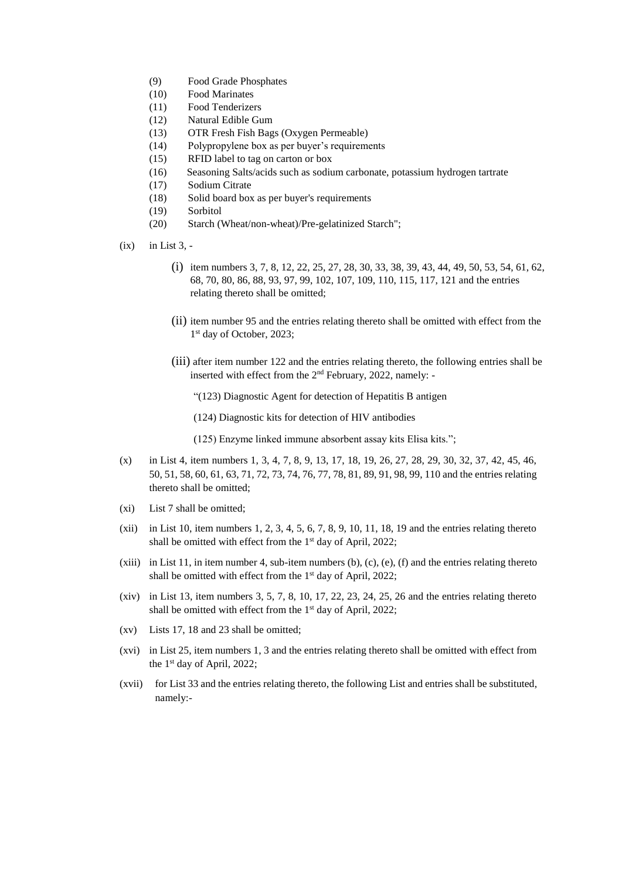(9) Food Grade Phosphates
(10) Food Marinates
(11) Food Tenderizers
(12) Natural Edible Gum
(13) OTR Fresh Fish Bags (Oxygen Permeable)
(14) Polypropylene box as per buyer's requirements
(15) RFID label to tag on carton or box
(16) Seasoning Salts/acids such as sodium carbonate, potassium hydrogen tartrate
(17) Sodium Citrate
(18) Solid board box as per buyer's requirements
(19) Sorbitol
(20) Starch (Wheat/non-wheat)/Pre-gelatinized Starch";

(ix) in List 3, -

(i) item numbers 3, 7, 8, 12, 22, 25, 27, 28, 30, 33, 38, 39, 43, 44, 49, 50, 53, 54, 61, 62, 68, 70, 80, 86, 88, 93, 97, 99, 102, 107, 109, 110, 115, 117, 121 and the entries relating thereto shall be omitted;

(ii) item number 95 and the entries relating thereto shall be omitted with effect from the 1st day of October, 2023;

(iii) after item number 122 and the entries relating thereto, the following entries shall be inserted with effect from the 2nd February, 2022, namely: -

"(123) Diagnostic Agent for detection of Hepatitis B antigen

(124) Diagnostic kits for detection of HIV antibodies

(125) Enzyme linked immune absorbent assay kits Elisa kits.";

(x) in List 4, item numbers 1, 3, 4, 7, 8, 9, 13, 17, 18, 19, 26, 27, 28, 29, 30, 32, 37, 42, 45, 46, 50, 51, 58, 60, 61, 63, 71, 72, 73, 74, 76, 77, 78, 81, 89, 91, 98, 99, 110 and the entries relating thereto shall be omitted;

(xi) List 7 shall be omitted;

(xii) in List 10, item numbers 1, 2, 3, 4, 5, 6, 7, 8, 9, 10, 11, 18, 19 and the entries relating thereto shall be omitted with effect from the 1st day of April, 2022;

(xiii) in List 11, in item number 4, sub-item numbers (b), (c), (e), (f) and the entries relating thereto shall be omitted with effect from the 1st day of April, 2022;

(xiv) in List 13, item numbers 3, 5, 7, 8, 10, 17, 22, 23, 24, 25, 26 and the entries relating thereto shall be omitted with effect from the 1st day of April, 2022;

(xv) Lists 17, 18 and 23 shall be omitted;

(xvi) in List 25, item numbers 1, 3 and the entries relating thereto shall be omitted with effect from the 1st day of April, 2022;

(xvii) for List 33 and the entries relating thereto, the following List and entries shall be substituted, namely:-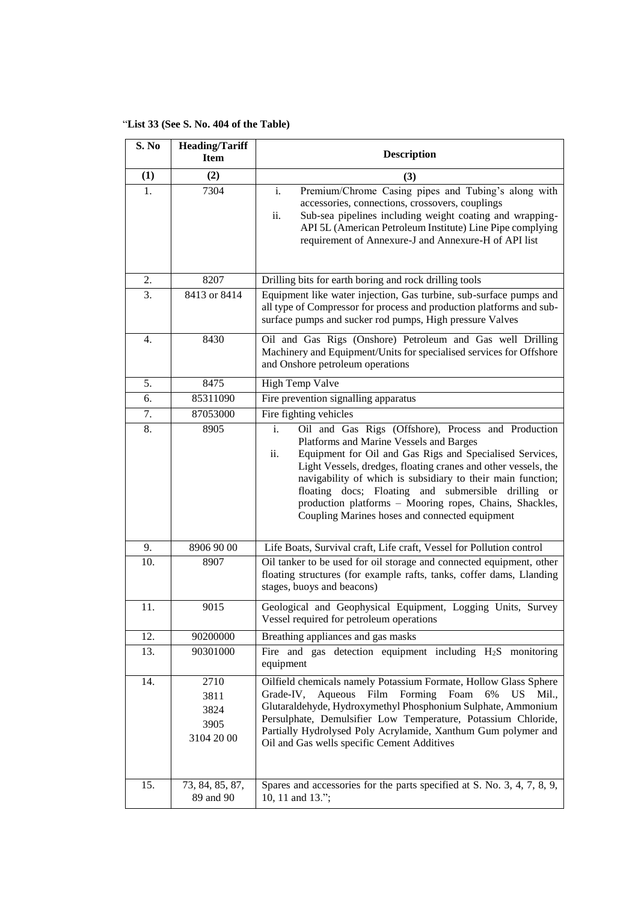"**List 33 (See S. No. 404 of the Table)**

| S. No | Heading/Tariff Item | Description |
|---|---|---|
| (1) | (2) | (3) |
| 1. | 7304 | i. Premium/Chrome Casing pipes and Tubing's along with accessories, connections, crossovers, couplings<br>ii. Sub-sea pipelines including weight coating and wrapping-API 5L (American Petroleum Institute) Line Pipe complying requirement of Annexure-J and Annexure-H of API list |
| 2. | 8207 | Drilling bits for earth boring and rock drilling tools |
| 3. | 8413 or 8414 | Equipment like water injection, Gas turbine, sub-surface pumps and all type of Compressor for process and production platforms and sub-surface pumps and sucker rod pumps, High pressure Valves |
| 4. | 8430 | Oil and Gas Rigs (Onshore) Petroleum and Gas well Drilling Machinery and Equipment/Units for specialised services for Offshore and Onshore petroleum operations |
| 5. | 8475 | High Temp Valve |
| 6. | 85311090 | Fire prevention signalling apparatus |
| 7. | 87053000 | Fire fighting vehicles |
| 8. | 8905 | i. Oil and Gas Rigs (Offshore), Process and Production Platforms and Marine Vessels and Barges<br>ii. Equipment for Oil and Gas Rigs and Specialised Services, Light Vessels, dredges, floating cranes and other vessels, the navigability of which is subsidiary to their main function; floating docs; Floating and submersible drilling or production platforms – Mooring ropes, Chains, Shackles, Coupling Marines hoses and connected equipment |
| 9. | 8906 90 00 | Life Boats, Survival craft, Life craft, Vessel for Pollution control |
| 10. | 8907 | Oil tanker to be used for oil storage and connected equipment, other floating structures (for example rafts, tanks, coffer dams, Llanding stages, buoys and beacons) |
| 11. | 9015 | Geological and Geophysical Equipment, Logging Units, Survey Vessel required for petroleum operations |
| 12. | 90200000 | Breathing appliances and gas masks |
| 13. | 90301000 | Fire and gas detection equipment including $H_2S$ monitoring equipment |
| 14. | 2710<br>3811<br>3824<br>3905<br>3104 20 00 | Oilfield chemicals namely Potassium Formate, Hollow Glass Sphere Grade-IV, Aqueous Film Forming Foam 6% US Mil., Glutaraldehyde, Hydroxymethyl Phosphonium Sulphate, Ammonium Persulphate, Demulsifier Low Temperature, Potassium Chloride, Partially Hydrolysed Poly Acrylamide, Xanthum Gum polymer and Oil and Gas wells specific Cement Additives |
| 15. | 73, 84, 85, 87, 89 and 90 | Spares and accessories for the parts specified at S. No. 3, 4, 7, 8, 9, 10, 11 and 13."; |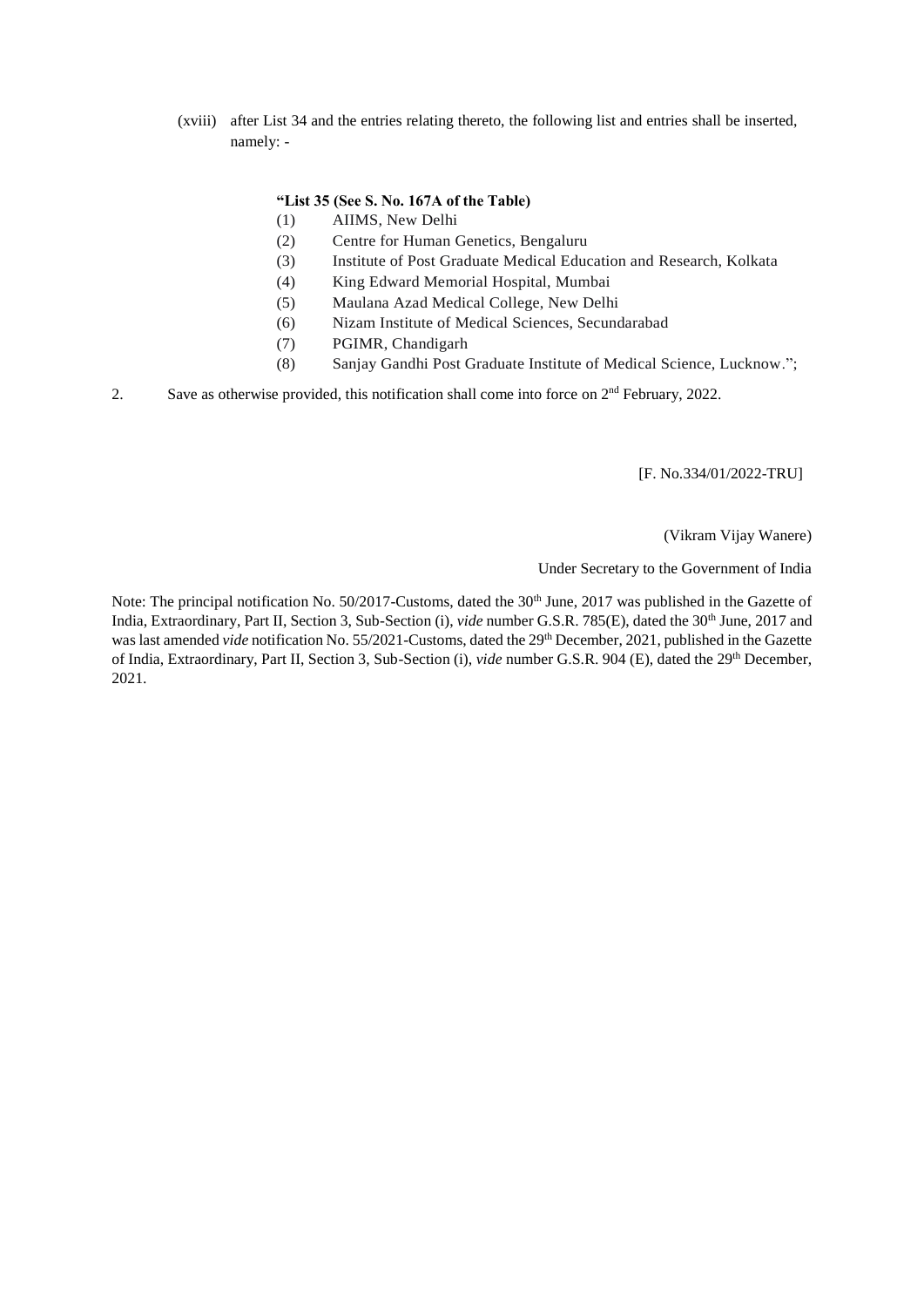(xviii) after List 34 and the entries relating thereto, the following list and entries shall be inserted, namely: -

**"List 35 (See S. No. 167A of the Table)**

(1) AIIMS, New Delhi

(2) Centre for Human Genetics, Bengaluru

(3) Institute of Post Graduate Medical Education and Research, Kolkata

(4) King Edward Memorial Hospital, Mumbai

(5) Maulana Azad Medical College, New Delhi

(6) Nizam Institute of Medical Sciences, Secundarabad

(7) PGIMR, Chandigarh

(8) Sanjay Gandhi Post Graduate Institute of Medical Science, Lucknow.";

2. Save as otherwise provided, this notification shall come into force on 2nd February, 2022.

[F. No.334/01/2022-TRU]

(Vikram Vijay Wanere)

Under Secretary to the Government of India

Note: The principal notification No. 50/2017-Customs, dated the 30th June, 2017 was published in the Gazette of India, Extraordinary, Part II, Section 3, Sub-Section (i), *vide* number G.S.R. 785(E), dated the 30th June, 2017 and was last amended *vide* notification No. 55/2021-Customs, dated the 29th December, 2021, published in the Gazette of India, Extraordinary, Part II, Section 3, Sub-Section (i), *vide* number G.S.R. 904 (E), dated the 29th December, 2021.